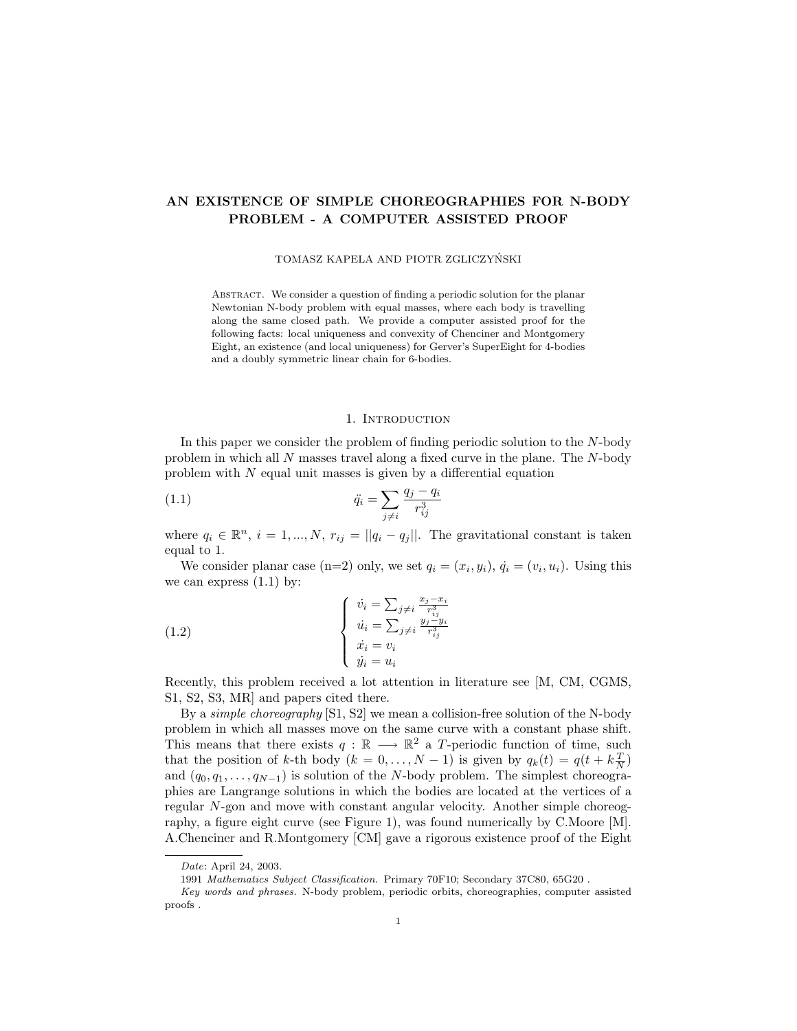# AN EXISTENCE OF SIMPLE CHOREOGRAPHIES FOR N-BODY PROBLEM - A COMPUTER ASSISTED PROOF

TOMASZ KAPELA AND PIOTR ZGLICZYŃSKI

Abstract. We consider a question of finding a periodic solution for the planar Newtonian N-body problem with equal masses, where each body is travelling along the same closed path. We provide a computer assisted proof for the following facts: local uniqueness and convexity of Chenciner and Montgomery Eight, an existence (and local uniqueness) for Gerver's SuperEight for 4-bodies and a doubly symmetric linear chain for 6-bodies.

## 1. Introduction

In this paper we consider the problem of finding periodic solution to the $N$-body problem in which all $N$ masses travel along a fixed curve in the plane. The $N$-body problem with $N$ equal unit masses is given by a differential equation

$$\ddot{q}_i = \sum_{j \neq i} \frac{q_j - q_i}{r_{ij}^3} \tag{1.1}$$

where $q_i \in \mathbb{R}^n$, $i = 1, ..., N$, $r_{ij} = ||q_i - q_j||$. The gravitational constant is taken equal to 1.

We consider planar case (n=2) only, we set $q_i = (x_i, y_i)$, $\dot{q}_i = (v_i, u_i)$. Using this we can express (1.1) by:

$$\begin{cases} \dot{v}_i = \sum_{j \neq i} \frac{x_j - x_i}{r_{ij}^3} \\ \dot{u}_i = \sum_{j \neq i} \frac{y_j - y_i}{r_{ij}^3} \\ \dot{x}_i = v_i \\ \dot{y}_i = u_i \end{cases} \tag{1.2}$$

Recently, this problem received a lot attention in literature see [M, CM, CGMS, S1, S2, S3, MR] and papers cited there.

By a *simple choreography* [S1, S2] we mean a collision-free solution of the N-body problem in which all masses move on the same curve with a constant phase shift. This means that there exists $q : \mathbb{R} \longrightarrow \mathbb{R}^2$ a $T$-periodic function of time, such that the position of $k$-th body ($k = 0, \ldots, N-1$) is given by $q_k(t) = q(t + k\frac{T}{N})$ and $(q_0, q_1, \ldots, q_{N-1})$ is solution of the $N$-body problem. The simplest choreographies are Langrange solutions in which the bodies are located at the vertices of a regular $N$-gon and move with constant angular velocity. Another simple choreography, a figure eight curve (see Figure 1), was found numerically by C.Moore [M]. A.Chenciner and R.Montgomery [CM] gave a rigorous existence proof of the Eight

*Date*: April 24, 2003.

1991 *Mathematics Subject Classification.* Primary 70F10; Secondary 37C80, 65G20 .

*Key words and phrases.* N-body problem, periodic orbits, choreographies, computer assisted proofs .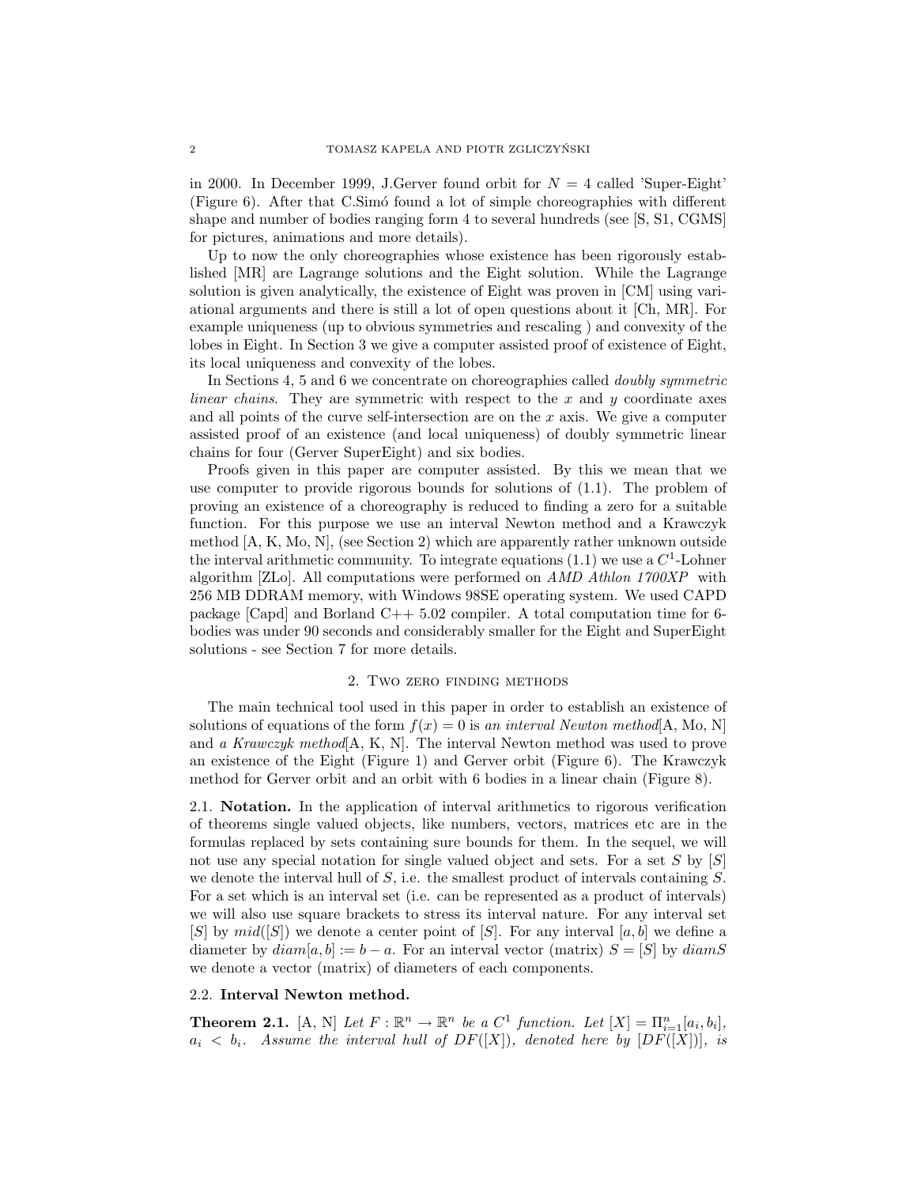in 2000. In December 1999, J.Gerver found orbit for $N = 4$ called 'Super-Eight' (Figure 6). After that C.Simó found a lot of simple choreographies with different shape and number of bodies ranging form 4 to several hundreds (see [S, S1, CGMS] for pictures, animations and more details).

Up to now the only choreographies whose existence has been rigorously established [MR] are Lagrange solutions and the Eight solution. While the Lagrange solution is given analytically, the existence of Eight was proven in [CM] using variational arguments and there is still a lot of open questions about it [Ch, MR]. For example uniqueness (up to obvious symmetries and rescaling ) and convexity of the lobes in Eight. In Section 3 we give a computer assisted proof of existence of Eight, its local uniqueness and convexity of the lobes.

In Sections 4, 5 and 6 we concentrate on choreographies called *doubly symmetric linear chains*. They are symmetric with respect to the $x$ and $y$ coordinate axes and all points of the curve self-intersection are on the $x$ axis. We give a computer assisted proof of an existence (and local uniqueness) of doubly symmetric linear chains for four (Gerver SuperEight) and six bodies.

Proofs given in this paper are computer assisted. By this we mean that we use computer to provide rigorous bounds for solutions of (1.1). The problem of proving an existence of a choreography is reduced to finding a zero for a suitable function. For this purpose we use an interval Newton method and a Krawczyk method [A, K, Mo, N], (see Section 2) which are apparently rather unknown outside the interval arithmetic community. To integrate equations (1.1) we use a $C^1$-Lohner algorithm [ZLo]. All computations were performed on *AMD Athlon 1700XP* with 256 MB DDRAM memory, with Windows 98SE operating system. We used CAPD package [Capd] and Borland C++ 5.02 compiler. A total computation time for 6-bodies was under 90 seconds and considerably smaller for the Eight and SuperEight solutions - see Section 7 for more details.

## 2. Two zero finding methods

The main technical tool used in this paper in order to establish an existence of solutions of equations of the form $f(x) = 0$ is *an interval Newton method*[A, Mo, N] and *a Krawczyk method*[A, K, N]. The interval Newton method was used to prove an existence of the Eight (Figure 1) and Gerver orbit (Figure 6). The Krawczyk method for Gerver orbit and an orbit with 6 bodies in a linear chain (Figure 8).

### 2.1. Notation.

In the application of interval arithmetics to rigorous verification of theorems single valued objects, like numbers, vectors, matrices etc are in the formulas replaced by sets containing sure bounds for them. In the sequel, we will not use any special notation for single valued object and sets. For a set $S$ by $[S]$ we denote the interval hull of $S$, i.e. the smallest product of intervals containing $S$. For a set which is an interval set (i.e. can be represented as a product of intervals) we will also use square brackets to stress its interval nature. For any interval set $[S]$ by $mid([S])$ we denote a center point of $[S]$. For any interval $[a, b]$ we define a diameter by $diam[a, b] := b - a$. For an interval vector (matrix) $S = [S]$ by $diam S$ we denote a vector (matrix) of diameters of each components.

### 2.2. Interval Newton method.

**Theorem 2.1.** [A, N] *Let $F : \mathbb{R}^n \to \mathbb{R}^n$ be a $C^1$ function. Let $[X] = \Pi_{i=1}^n [a_i, b_i]$, $a_i < b_i$. Assume the interval hull of $DF([X])$, denoted here by $[DF([X])]$, is*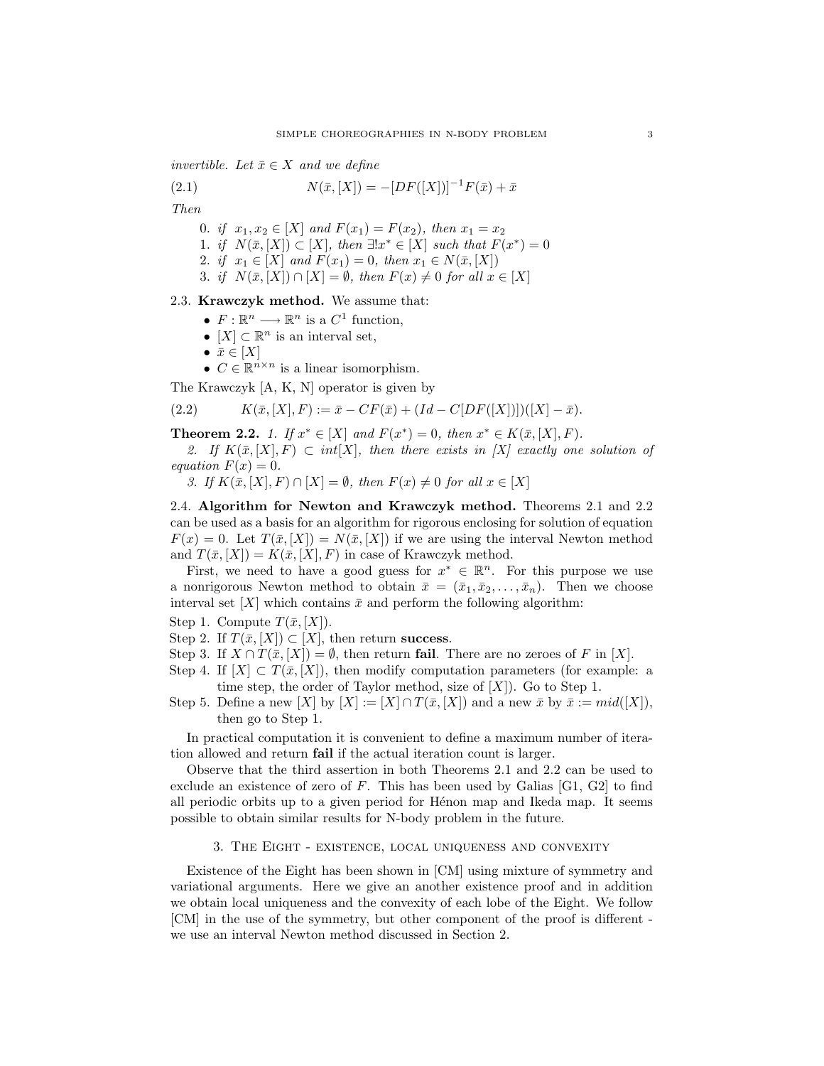*invertible. Let $\bar{x} \in X$ and we define*

$$N(\bar{x}, [X]) = -[DF([X])]^{-1} F(\bar{x}) + \bar{x} \tag{2.1}$$

*Then*

0. *if $x_1, x_2 \in [X]$ and $F(x_1) = F(x_2)$, then $x_1 = x_2$*
1. *if $N(\bar{x}, [X]) \subset [X]$, then $\exists! x^* \in [X]$ such that $F(x^*) = 0$*
2. *if $x_1 \in [X]$ and $F(x_1) = 0$, then $x_1 \in N(\bar{x}, [X])$*
3. *if $N(\bar{x}, [X]) \cap [X] = \emptyset$, then $F(x) \neq 0$ for all $x \in [X]$*

2.3. **Krawczyk method.** We assume that:

- $F : \mathbb{R}^n \longrightarrow \mathbb{R}^n$ is a $C^1$ function,
- $[X] \subset \mathbb{R}^n$ is an interval set,
- $\bar{x} \in [X]$
- $C \in \mathbb{R}^{n \times n}$ is a linear isomorphism.

The Krawczyk [A, K, N] operator is given by

$$K(\bar{x}, [X], F) := \bar{x} - CF(\bar{x}) + (Id - C[DF([X])])([X] - \bar{x}). \tag{2.2}$$

**Theorem 2.2.** *1. If $x^* \in [X]$ and $F(x^*) = 0$, then $x^* \in K(\bar{x}, [X], F)$.*

*2. If $K(\bar{x}, [X], F) \subset int[X]$, then there exists in [X] exactly one solution of equation $F(x) = 0$.*

*3. If $K(\bar{x}, [X], F) \cap [X] = \emptyset$, then $F(x) \neq 0$ for all $x \in [X]$*

2.4. **Algorithm for Newton and Krawczyk method.** Theorems 2.1 and 2.2 can be used as a basis for an algorithm for rigorous enclosing for solution of equation $F(x) = 0$. Let $T(\bar{x}, [X]) = N(\bar{x}, [X])$ if we are using the interval Newton method and $T(\bar{x}, [X]) = K(\bar{x}, [X], F)$ in case of Krawczyk method.

First, we need to have a good guess for $x^* \in \mathbb{R}^n$. For this purpose we use a nonrigorous Newton method to obtain $\bar{x} = (\bar{x}_1, \bar{x}_2, \ldots, \bar{x}_n)$. Then we choose interval set $[X]$ which contains $\bar{x}$ and perform the following algorithm:

Step 1. Compute $T(\bar{x}, [X])$.
Step 2. If $T(\bar{x}, [X]) \subset [X]$, then return **success**.
Step 3. If $X \cap T(\bar{x}, [X]) = \emptyset$, then return **fail**. There are no zeroes of $F$ in $[X]$.
Step 4. If $[X] \subset T(\bar{x}, [X])$, then modify computation parameters (for example: a time step, the order of Taylor method, size of $[X]$). Go to Step 1.
Step 5. Define a new $[X]$ by $[X] := [X] \cap T(\bar{x}, [X])$ and a new $\bar{x}$ by $\bar{x} := mid([X])$, then go to Step 1.

In practical computation it is convenient to define a maximum number of iteration allowed and return **fail** if the actual iteration count is larger.

Observe that the third assertion in both Theorems 2.1 and 2.2 can be used to exclude an existence of zero of $F$. This has been used by Galias [G1, G2] to find all periodic orbits up to a given period for Hénon map and Ikeda map. It seems possible to obtain similar results for N-body problem in the future.

## 3. The Eight - existence, local uniqueness and convexity

Existence of the Eight has been shown in [CM] using mixture of symmetry and variational arguments. Here we give an another existence proof and in addition we obtain local uniqueness and the convexity of each lobe of the Eight. We follow [CM] in the use of the symmetry, but other component of the proof is different - we use an interval Newton method discussed in Section 2.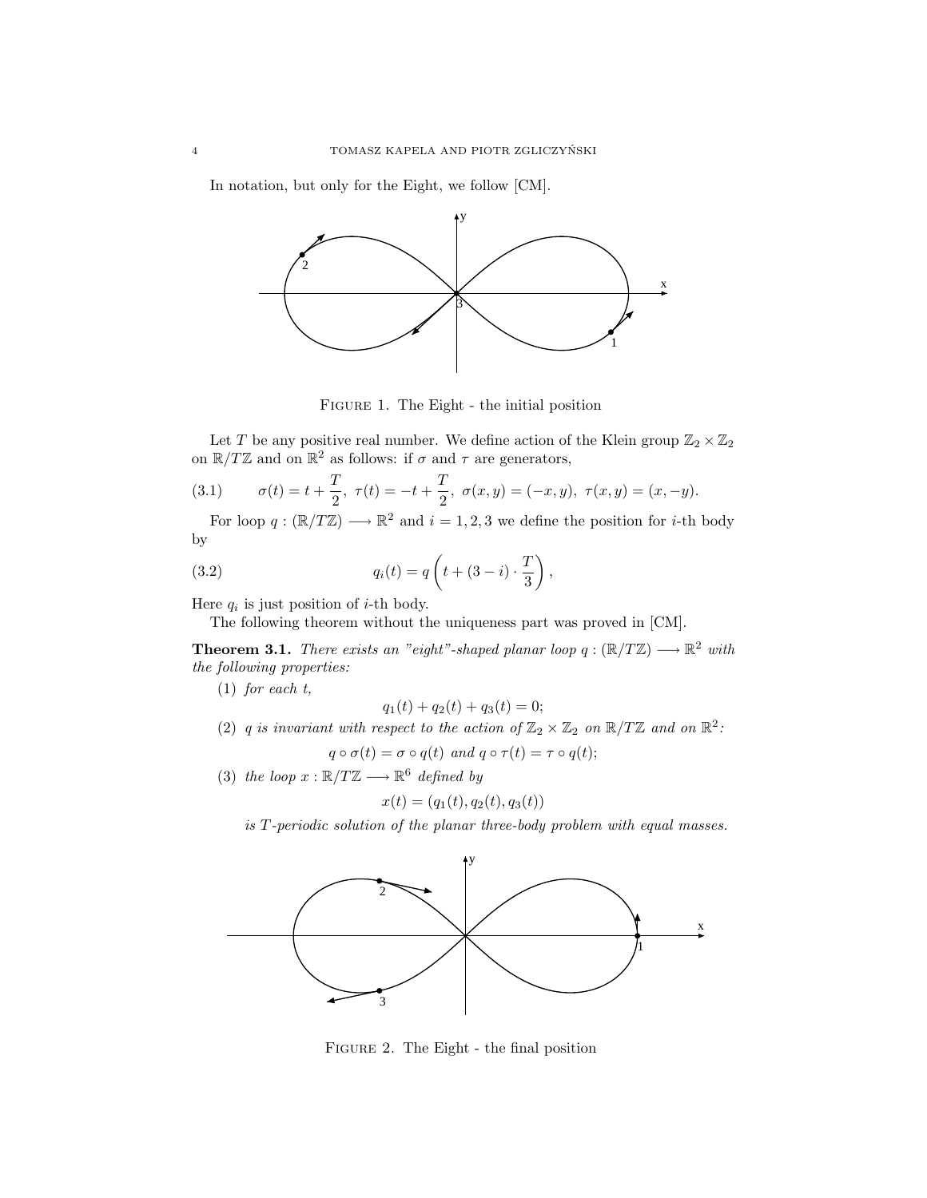In notation, but only for the Eight, we follow [CM].

FIGURE 1. The Eight - the initial position

Let $T$ be any positive real number. We define action of the Klein group $\mathbb{Z}_2 \times \mathbb{Z}_2$ on $\mathbb{R}/T\mathbb{Z}$ and on $\mathbb{R}^2$ as follows: if $\sigma$ and $\tau$ are generators,

$$\sigma(t) = t + \frac{T}{2},\ \tau(t) = -t + \frac{T}{2},\ \sigma(x,y) = (-x,y),\ \tau(x,y) = (x,-y). \tag{3.1}$$

For loop $q : (\mathbb{R}/T\mathbb{Z}) \longrightarrow \mathbb{R}^2$ and $i = 1, 2, 3$ we define the position for $i$-th body by

$$q_i(t) = q\left(t + (3-i) \cdot \frac{T}{3}\right), \tag{3.2}$$

Here $q_i$ is just position of $i$-th body.

The following theorem without the uniqueness part was proved in [CM].

**Theorem 3.1.** *There exists an "eight"-shaped planar loop $q : (\mathbb{R}/T\mathbb{Z}) \longrightarrow \mathbb{R}^2$ with the following properties:*

(1) *for each $t$,*
$$q_1(t) + q_2(t) + q_3(t) = 0;$$

(2) *$q$ is invariant with respect to the action of $\mathbb{Z}_2 \times \mathbb{Z}_2$ on $\mathbb{R}/T\mathbb{Z}$ and on $\mathbb{R}^2$:*
$$q \circ \sigma(t) = \sigma \circ q(t) \text{ and } q \circ \tau(t) = \tau \circ q(t);$$

(3) *the loop $x : \mathbb{R}/T\mathbb{Z} \longrightarrow \mathbb{R}^6$ defined by*
$$x(t) = (q_1(t), q_2(t), q_3(t))$$
*is $T$-periodic solution of the planar three-body problem with equal masses.*

FIGURE 2. The Eight - the final position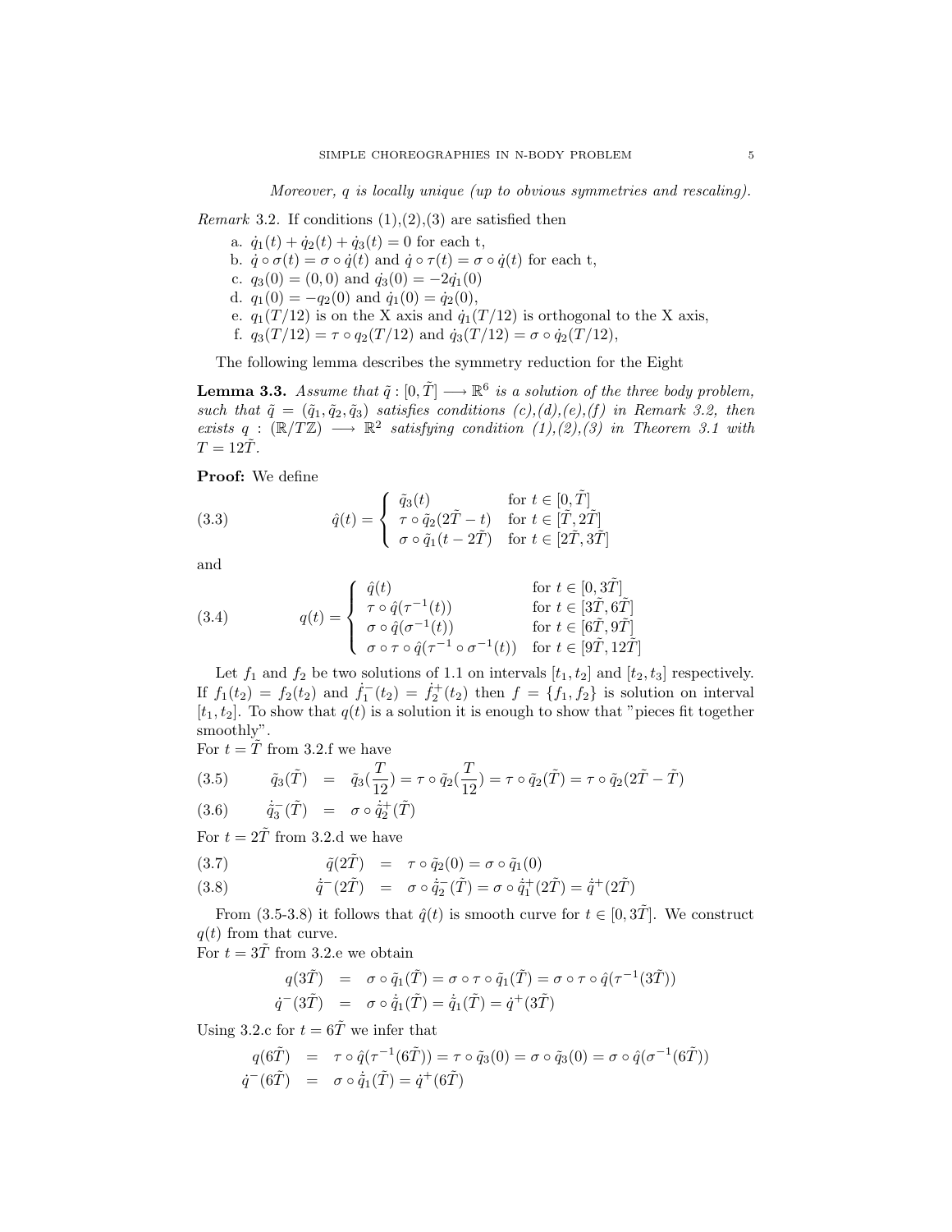*Moreover, $q$ is locally unique (up to obvious symmetries and rescaling).*

*Remark* 3.2. If conditions (1),(2),(3) are satisfied then

a. $\dot{q}_1(t) + \dot{q}_2(t) + \dot{q}_3(t) = 0$ for each t,

b. $\dot{q} \circ \sigma(t) = \sigma \circ \dot{q}(t)$ and $\dot{q} \circ \tau(t) = \sigma \circ \dot{q}(t)$ for each t,

c. $q_3(0) = (0,0)$ and $\dot{q_3}(0) = -2\dot{q}_1(0)$

d. $q_1(0) = -q_2(0)$ and $\dot{q}_1(0) = \dot{q}_2(0)$,

e. $q_1(T/12)$ is on the X axis and $\dot{q}_1(T/12)$ is orthogonal to the X axis,

f. $q_3(T/12) = \tau \circ q_2(T/12)$ and $\dot{q}_3(T/12) = \sigma \circ \dot{q}_2(T/12)$,

The following lemma describes the symmetry reduction for the Eight

**Lemma 3.3.** *Assume that $\tilde{q} : [0, \tilde{T}] \longrightarrow \mathbb{R}^6$ is a solution of the three body problem, such that $\tilde{q} = (\tilde{q}_1, \tilde{q}_2, \tilde{q}_3)$ satisfies conditions (c),(d),(e),(f) in Remark 3.2, then exists $q : (\mathbb{R}/T\mathbb{Z}) \longrightarrow \mathbb{R}^2$ satisfying condition (1),(2),(3) in Theorem 3.1 with $T = 12\tilde{T}$.*

**Proof:** We define

$$\hat{q}(t) = \begin{cases} \tilde{q}_3(t) & \text{for } t \in [0, \tilde{T}] \\ \tau \circ \tilde{q}_2(2\tilde{T} - t) & \text{for } t \in [\tilde{T}, 2\tilde{T}] \\ \sigma \circ \tilde{q}_1(t - 2\tilde{T}) & \text{for } t \in [2\tilde{T}, 3\tilde{T}] \end{cases} \tag{3.3}$$

and

$$q(t) = \begin{cases} \hat{q}(t) & \text{for } t \in [0, 3\tilde{T}] \\ \tau \circ \hat{q}(\tau^{-1}(t)) & \text{for } t \in [3\tilde{T}, 6\tilde{T}] \\ \sigma \circ \hat{q}(\sigma^{-1}(t)) & \text{for } t \in [6\tilde{T}, 9\tilde{T}] \\ \sigma \circ \tau \circ \hat{q}(\tau^{-1} \circ \sigma^{-1}(t)) & \text{for } t \in [9\tilde{T}, 12\tilde{T}] \end{cases} \tag{3.4}$$

Let $f_1$ and $f_2$ be two solutions of 1.1 on intervals $[t_1, t_2]$ and $[t_2, t_3]$ respectively. If $f_1(t_2) = f_2(t_2)$ and $\dot{f}_1^-(t_2) = \dot{f}_2^+(t_2)$ then $f = \{f_1, f_2\}$ is solution on interval $[t_1, t_2]$. To show that $q(t)$ is a solution it is enough to show that "pieces fit together smoothly".

For $t = \tilde{T}$ from 3.2.f we have

$$\tilde{q}_3(\tilde{T}) = \tilde{q}_3(\frac{T}{12}) = \tau \circ \tilde{q}_2(\frac{T}{12}) = \tau \circ \tilde{q}_2(\tilde{T}) = \tau \circ \tilde{q}_2(2\tilde{T} - \tilde{T}) \tag{3.5}$$

$$\dot{\tilde{q}}_3^-(\tilde{T}) = \sigma \circ \dot{\tilde{q}}_2^+(\tilde{T}) \tag{3.6}$$

For $t = 2\tilde{T}$ from 3.2.d we have

$$\tilde{q}(2\tilde{T}) = \tau \circ \tilde{q}_2(0) = \sigma \circ \tilde{q}_1(0) \tag{3.7}$$

$$\dot{\tilde{q}}^-(2\tilde{T}) = \sigma \circ \dot{\tilde{q}}_2^-(\tilde{T}) = \sigma \circ \dot{\tilde{q}}_1^+(2\tilde{T}) = \dot{\tilde{q}}^+(2\tilde{T}) \tag{3.8}$$

From (3.5-3.8) it follows that $\hat{q}(t)$ is smooth curve for $t \in [0, 3\tilde{T}]$. We construct $q(t)$ from that curve.

For $t = 3\tilde{T}$ from 3.2.e we obtain

$$\begin{aligned} q(3\tilde{T}) &= \sigma \circ \tilde{q}_1(\tilde{T}) = \sigma \circ \tau \circ \tilde{q}_1(\tilde{T}) = \sigma \circ \tau \circ \hat{q}(\tau^{-1}(3\tilde{T})) \\ \dot{q}^-(3\tilde{T}) &= \sigma \circ \dot{\tilde{q}}_1(\tilde{T}) = \dot{\tilde{q}}_1(\tilde{T}) = \dot{q}^+(3\tilde{T}) \end{aligned}$$

Using 3.2.c for $t = 6\tilde{T}$ we infer that

$$\begin{aligned} q(6\tilde{T}) &= \tau \circ \hat{q}(\tau^{-1}(6\tilde{T})) = \tau \circ \tilde{q}_3(0) = \sigma \circ \tilde{q}_3(0) = \sigma \circ \hat{q}(\sigma^{-1}(6\tilde{T})) \\ \dot{q}^-(6\tilde{T}) &= \sigma \circ \dot{\tilde{q}}_1(\tilde{T}) = \dot{q}^+(6\tilde{T}) \end{aligned}$$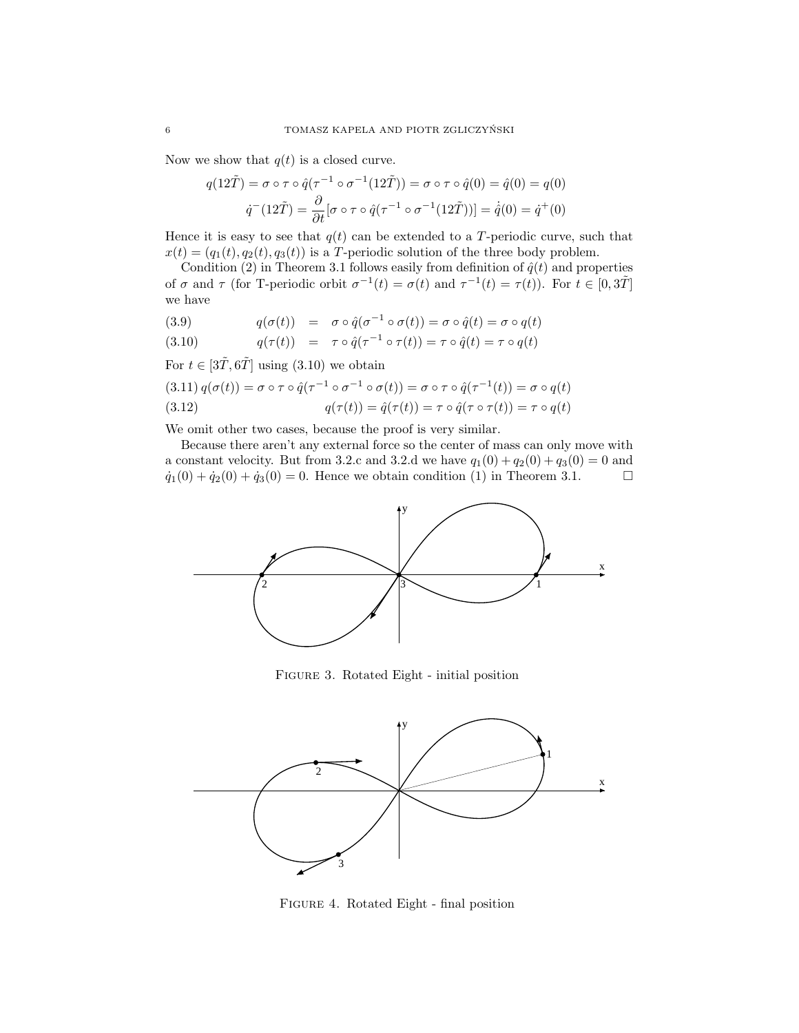Now we show that $q(t)$ is a closed curve.

$$q(12\tilde{T}) = \sigma \circ \tau \circ \hat{q}(\tau^{-1} \circ \sigma^{-1}(12\tilde{T})) = \sigma \circ \tau \circ \hat{q}(0) = \hat{q}(0) = q(0)$$

$$\dot{q}^{-}(12\tilde{T}) = \frac{\partial}{\partial t}[\sigma \circ \tau \circ \hat{q}(\tau^{-1} \circ \sigma^{-1}(12\tilde{T}))] = \dot{\hat{q}}(0) = \dot{q}^{+}(0)$$

Hence it is easy to see that $q(t)$ can be extended to a $T$-periodic curve, such that $x(t) = (q_1(t), q_2(t), q_3(t))$ is a $T$-periodic solution of the three body problem.

Condition (2) in Theorem 3.1 follows easily from definition of $\hat{q}(t)$ and properties of $\sigma$ and $\tau$ (for T-periodic orbit $\sigma^{-1}(t) = \sigma(t)$ and $\tau^{-1}(t) = \tau(t)$). For $t \in [0, 3\tilde{T}]$ we have

$$q(\sigma(t)) = \sigma \circ \hat{q}(\sigma^{-1} \circ \sigma(t)) = \sigma \circ \hat{q}(t) = \sigma \circ q(t) \tag{3.9}$$

$$q(\tau(t)) = \tau \circ \hat{q}(\tau^{-1} \circ \tau(t)) = \tau \circ \hat{q}(t) = \tau \circ q(t) \tag{3.10}$$

For $t \in [3\tilde{T}, 6\tilde{T}]$ using (3.10) we obtain

$$q(\sigma(t)) = \sigma \circ \tau \circ \hat{q}(\tau^{-1} \circ \sigma^{-1} \circ \sigma(t)) = \sigma \circ \tau \circ \hat{q}(\tau^{-1}(t)) = \sigma \circ q(t) \tag{3.11}$$

$$q(\tau(t)) = \hat{q}(\tau(t)) = \tau \circ \hat{q}(\tau \circ \tau(t)) = \tau \circ q(t) \tag{3.12}$$

We omit other two cases, because the proof is very similar.

Because there aren't any external force so the center of mass can only move with a constant velocity. But from 3.2.c and 3.2.d we have $q_1(0) + q_2(0) + q_3(0) = 0$ and $\dot{q}_1(0) + \dot{q}_2(0) + \dot{q}_3(0) = 0$. Hence we obtain condition (1) in Theorem 3.1. $\square$

FIGURE 3. Rotated Eight - initial position

FIGURE 4. Rotated Eight - final position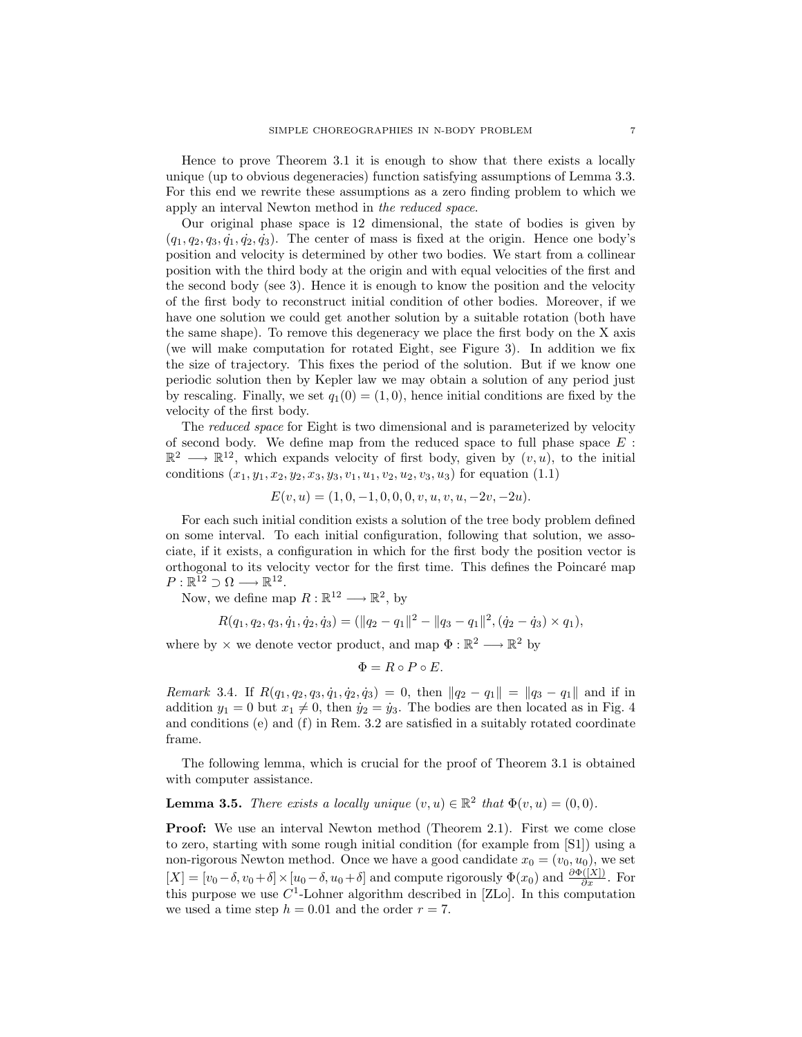Hence to prove Theorem 3.1 it is enough to show that there exists a locally unique (up to obvious degeneracies) function satisfying assumptions of Lemma 3.3. For this end we rewrite these assumptions as a zero finding problem to which we apply an interval Newton method in *the reduced space*.

Our original phase space is 12 dimensional, the state of bodies is given by $(q_1, q_2, q_3, \dot{q_1}, \dot{q_2}, \dot{q_3})$. The center of mass is fixed at the origin. Hence one body's position and velocity is determined by other two bodies. We start from a collinear position with the third body at the origin and with equal velocities of the first and the second body (see 3). Hence it is enough to know the position and the velocity of the first body to reconstruct initial condition of other bodies. Moreover, if we have one solution we could get another solution by a suitable rotation (both have the same shape). To remove this degeneracy we place the first body on the X axis (we will make computation for rotated Eight, see Figure 3). In addition we fix the size of trajectory. This fixes the period of the solution. But if we know one periodic solution then by Kepler law we may obtain a solution of any period just by rescaling. Finally, we set $q_1(0) = (1, 0)$, hence initial conditions are fixed by the velocity of the first body.

The *reduced space* for Eight is two dimensional and is parameterized by velocity of second body. We define map from the reduced space to full phase space $E : \mathbb{R}^2 \longrightarrow \mathbb{R}^{12}$, which expands velocity of first body, given by $(v, u)$, to the initial conditions $(x_1, y_1, x_2, y_2, x_3, y_3, v_1, u_1, v_2, u_2, v_3, u_3)$ for equation (1.1)

$$E(v, u) = (1, 0, -1, 0, 0, 0, v, u, v, u, -2v, -2u).$$

For each such initial condition exists a solution of the tree body problem defined on some interval. To each initial configuration, following that solution, we associate, if it exists, a configuration in which for the first body the position vector is orthogonal to its velocity vector for the first time. This defines the Poincaré map $P : \mathbb{R}^{12} \supset \Omega \longrightarrow \mathbb{R}^{12}$.

Now, we define map $R : \mathbb{R}^{12} \longrightarrow \mathbb{R}^2$, by

$$R(q_1, q_2, q_3, \dot{q}_1, \dot{q}_2, \dot{q}_3) = (\|q_2 - q_1\|^2 - \|q_3 - q_1\|^2, (\dot{q}_2 - \dot{q}_3) \times q_1),$$

where by $\times$ we denote vector product, and map $\Phi : \mathbb{R}^2 \longrightarrow \mathbb{R}^2$ by

$$\Phi = R \circ P \circ E.$$

*Remark* 3.4. If $R(q_1, q_2, q_3, \dot{q}_1, \dot{q}_2, \dot{q}_3) = 0$, then $\|q_2 - q_1\| = \|q_3 - q_1\|$ and if in addition $y_1 = 0$ but $x_1 \neq 0$, then $\dot{y}_2 = \dot{y}_3$. The bodies are then located as in Fig. 4 and conditions (e) and (f) in Rem. 3.2 are satisfied in a suitably rotated coordinate frame.

The following lemma, which is crucial for the proof of Theorem 3.1 is obtained with computer assistance.

**Lemma 3.5.** *There exists a locally unique $(v, u) \in \mathbb{R}^2$ that $\Phi(v, u) = (0, 0)$.*

**Proof:** We use an interval Newton method (Theorem 2.1). First we come close to zero, starting with some rough initial condition (for example from [S1]) using a non-rigorous Newton method. Once we have a good candidate $x_0 = (v_0, u_0)$, we set $[X] = [v_0 - \delta, v_0 + \delta] \times [u_0 - \delta, u_0 + \delta]$ and compute rigorously $\Phi(x_0)$ and $\frac{\partial \Phi([X])}{\partial x}$. For this purpose we use $C^1$-Lohner algorithm described in [ZLo]. In this computation we used a time step $h = 0.01$ and the order $r = 7$.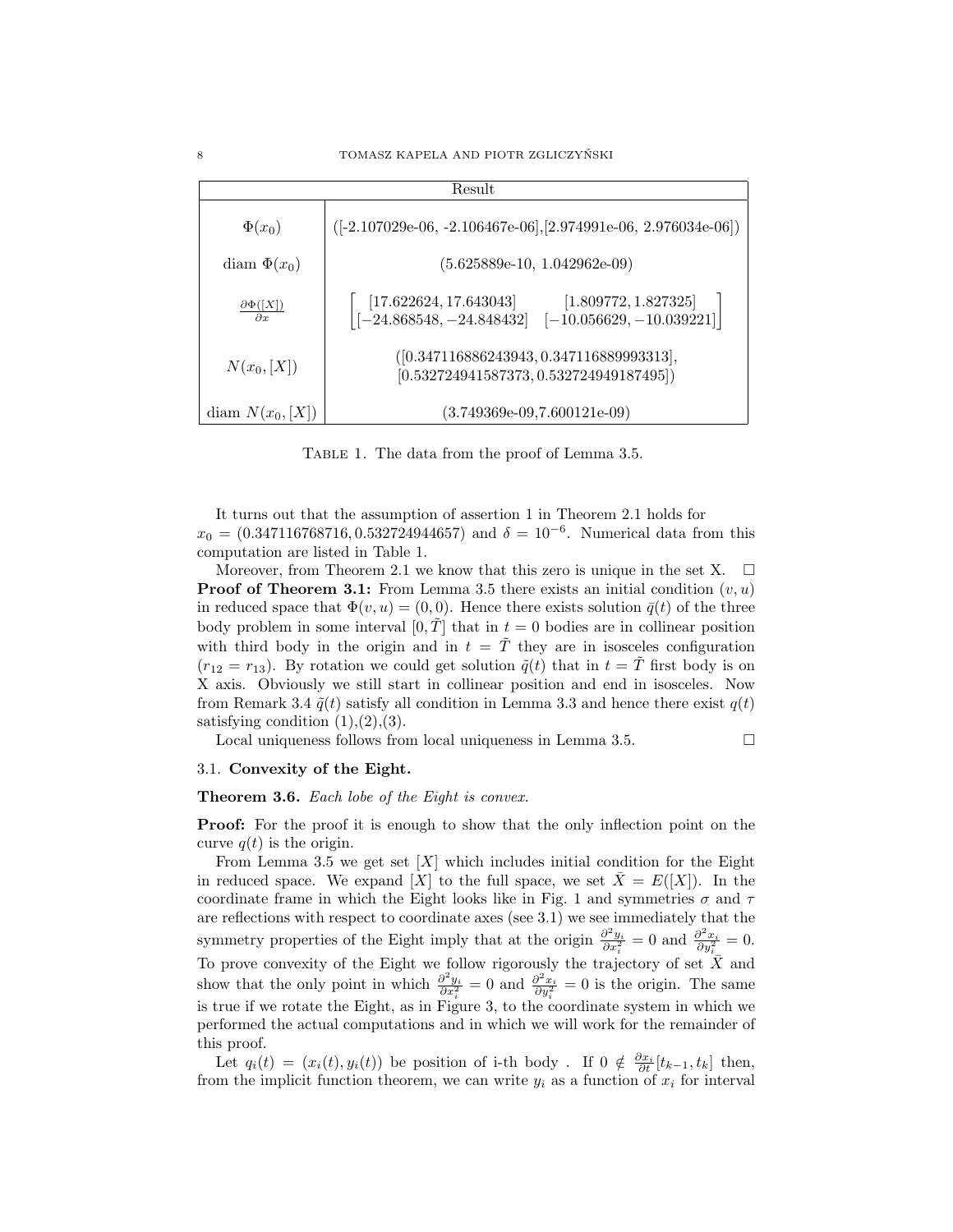| Result | |
|---|---|
| $\Phi(x_0)$ | ([-2.107029e-06, -2.106467e-06],[2.974991e-06, 2.976034e-06]) |
| diam $\Phi(x_0)$ | (5.625889e-10, 1.042962e-09) |
| $\frac{\partial \Phi([X])}{\partial x}$ | $\begin{bmatrix} [17.622624, 17.643043] & [1.809772, 1.827325] \\ [-24.868548, -24.848432] & [-10.056629, -10.039221] \end{bmatrix}$ |
| $N(x_0, [X])$ | ([0.347116886243943, 0.347116889993313], [0.532724941587373, 0.532724949187495]) |
| diam $N(x_0, [X])$ | (3.749369e-09,7.600121e-09) |

Table 1. The data from the proof of Lemma 3.5.

It turns out that the assumption of assertion 1 in Theorem 2.1 holds for $x_0 = (0.347116768716, 0.532724944657)$ and $\delta = 10^{-6}$. Numerical data from this computation are listed in Table 1.

Moreover, from Theorem 2.1 we know that this zero is unique in the set X. $\square$

**Proof of Theorem 3.1:** From Lemma 3.5 there exists an initial condition $(v, u)$ in reduced space that $\Phi(v, u) = (0, 0)$. Hence there exists solution $\bar{q}(t)$ of the three body problem in some interval $[0, \tilde{T}]$ that in $t = 0$ bodies are in collinear position with third body in the origin and in $t = \tilde{T}$ they are in isosceles configuration ($r_{12} = r_{13}$). By rotation we could get solution $\tilde{q}(t)$ that in $t = \tilde{T}$ first body is on X axis. Obviously we still start in collinear position and end in isosceles. Now from Remark 3.4 $\tilde{q}(t)$ satisfy all condition in Lemma 3.3 and hence there exist $q(t)$ satisfying condition (1),(2),(3).

Local uniqueness follows from local uniqueness in Lemma 3.5. $\square$

### 3.1. Convexity of the Eight.

**Theorem 3.6.** *Each lobe of the Eight is convex.*

**Proof:** For the proof it is enough to show that the only inflection point on the curve $q(t)$ is the origin.

From Lemma 3.5 we get set $[X]$ which includes initial condition for the Eight in reduced space. We expand $[X]$ to the full space, we set $\bar{X} = E([X])$. In the coordinate frame in which the Eight looks like in Fig. 1 and symmetries $\sigma$ and $\tau$ are reflections with respect to coordinate axes (see 3.1) we see immediately that the symmetry properties of the Eight imply that at the origin $\frac{\partial^2 y_i}{\partial x_i^2} = 0$ and $\frac{\partial^2 x_i}{\partial y_i^2} = 0$. To prove convexity of the Eight we follow rigorously the trajectory of set $\bar{X}$ and show that the only point in which $\frac{\partial^2 y_i}{\partial x_i^2} = 0$ and $\frac{\partial^2 x_i}{\partial y_i^2} = 0$ is the origin. The same is true if we rotate the Eight, as in Figure 3, to the coordinate system in which we performed the actual computations and in which we will work for the remainder of this proof.

Let $q_i(t) = (x_i(t), y_i(t))$ be position of i-th body . If $0 \notin \frac{\partial x_i}{\partial t}[t_{k-1}, t_k]$ then, from the implicit function theorem, we can write $y_i$ as a function of $x_i$ for interval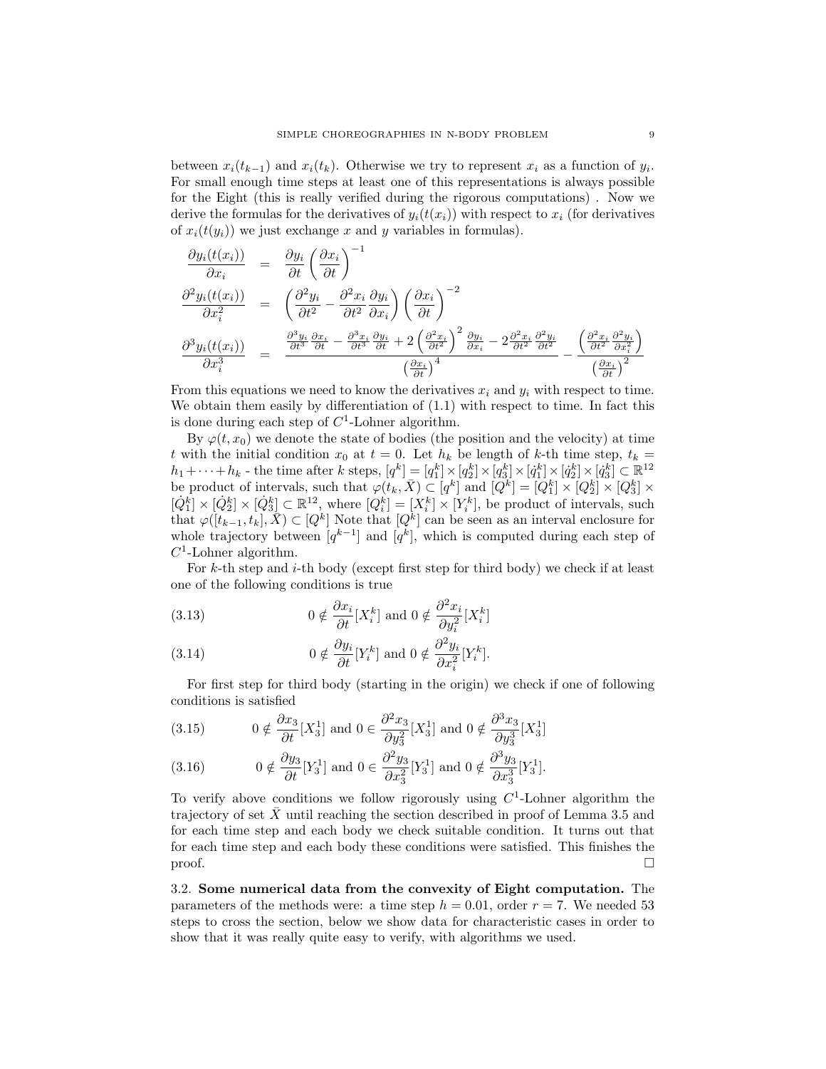between $x_i(t_{k-1})$ and $x_i(t_k)$. Otherwise we try to represent $x_i$ as a function of $y_i$. For small enough time steps at least one of this representations is always possible for the Eight (this is really verified during the rigorous computations) . Now we derive the formulas for the derivatives of $y_i(t(x_i))$ with respect to $x_i$ (for derivatives of $x_i(t(y_i))$ we just exchange $x$ and $y$ variables in formulas).

$$
\begin{aligned}
\frac{\partial y_i(t(x_i))}{\partial x_i} &= \frac{\partial y_i}{\partial t}\left(\frac{\partial x_i}{\partial t}\right)^{-1} \\
\frac{\partial^2 y_i(t(x_i))}{\partial x_i^2} &= \left(\frac{\partial^2 y_i}{\partial t^2} - \frac{\partial^2 x_i}{\partial t^2}\frac{\partial y_i}{\partial x_i}\right)\left(\frac{\partial x_i}{\partial t}\right)^{-2} \\
\frac{\partial^3 y_i(t(x_i))}{\partial x_i^3} &= \frac{\frac{\partial^3 y_i}{\partial t^3}\frac{\partial x_i}{\partial t} - \frac{\partial^3 x_i}{\partial t^3}\frac{\partial y_i}{\partial t} + 2\left(\frac{\partial^2 x_i}{\partial t^2}\right)^2 \frac{\partial y_i}{\partial x_i} - 2\frac{\partial^2 x_i}{\partial t^2}\frac{\partial^2 y_i}{\partial t^2}}{\left(\frac{\partial x_i}{\partial t}\right)^4} - \frac{\left(\frac{\partial^2 x_i}{\partial t^2}\frac{\partial^2 y_i}{\partial x_i^2}\right)}{\left(\frac{\partial x_i}{\partial t}\right)^2}
\end{aligned}
$$

From this equations we need to know the derivatives $x_i$ and $y_i$ with respect to time. We obtain them easily by differentiation of (1.1) with respect to time. In fact this is done during each step of $C^1$-Lohner algorithm.

By $\varphi(t, x_0)$ we denote the state of bodies (the position and the velocity) at time $t$ with the initial condition $x_0$ at $t = 0$. Let $h_k$ be length of $k$-th time step, $t_k = h_1 + \cdots + h_k$ - the time after $k$ steps, $[q^k] = [q_1^k] \times [q_2^k] \times [q_3^k] \times [\dot{q}_1^k] \times [\dot{q}_2^k] \times [\dot{q}_3^k] \subset \mathbb{R}^{12}$ be product of intervals, such that $\varphi(t_k, \bar{X}) \subset [q^k]$ and $[Q^k] = [Q_1^k] \times [Q_2^k] \times [Q_3^k] \times [\dot{Q}_1^k] \times [\dot{Q}_2^k] \times [\dot{Q}_3^k] \subset \mathbb{R}^{12}$, where $[Q_i^k] = [X_i^k] \times [Y_i^k]$, be product of intervals, such that $\varphi([t_{k-1}, t_k], \bar{X}) \subset [Q^k]$ Note that $[Q^k]$ can be seen as an interval enclosure for whole trajectory between $[q^{k-1}]$ and $[q^k]$, which is computed during each step of $C^1$-Lohner algorithm.

For $k$-th step and $i$-th body (except first step for third body) we check if at least one of the following conditions is true

$$
0 \notin \frac{\partial x_i}{\partial t}[X_i^k] \text{ and } 0 \notin \frac{\partial^2 x_i}{\partial y_i^2}[X_i^k] \tag{3.13}
$$

$$
0 \notin \frac{\partial y_i}{\partial t}[Y_i^k] \text{ and } 0 \notin \frac{\partial^2 y_i}{\partial x_i^2}[Y_i^k]. \tag{3.14}
$$

For first step for third body (starting in the origin) we check if one of following conditions is satisfied

$$
0 \notin \frac{\partial x_3}{\partial t}[X_3^1] \text{ and } 0 \in \frac{\partial^2 x_3}{\partial y_3^2}[X_3^1] \text{ and } 0 \notin \frac{\partial^3 x_3}{\partial y_3^3}[X_3^1] \tag{3.15}
$$

$$
0 \notin \frac{\partial y_3}{\partial t}[Y_3^1] \text{ and } 0 \in \frac{\partial^2 y_3}{\partial x_3^2}[Y_3^1] \text{ and } 0 \notin \frac{\partial^3 y_3}{\partial x_3^3}[Y_3^1]. \tag{3.16}
$$

To verify above conditions we follow rigorously using $C^1$-Lohner algorithm the trajectory of set $\bar{X}$ until reaching the section described in proof of Lemma 3.5 and for each time step and each body we check suitable condition. It turns out that for each time step and each body these conditions were satisfied. This finishes the proof. □

### 3.2. Some numerical data from the convexity of Eight computation.

The parameters of the methods were: a time step $h = 0.01$, order $r = 7$. We needed 53 steps to cross the section, below we show data for characteristic cases in order to show that it was really quite easy to verify, with algorithms we used.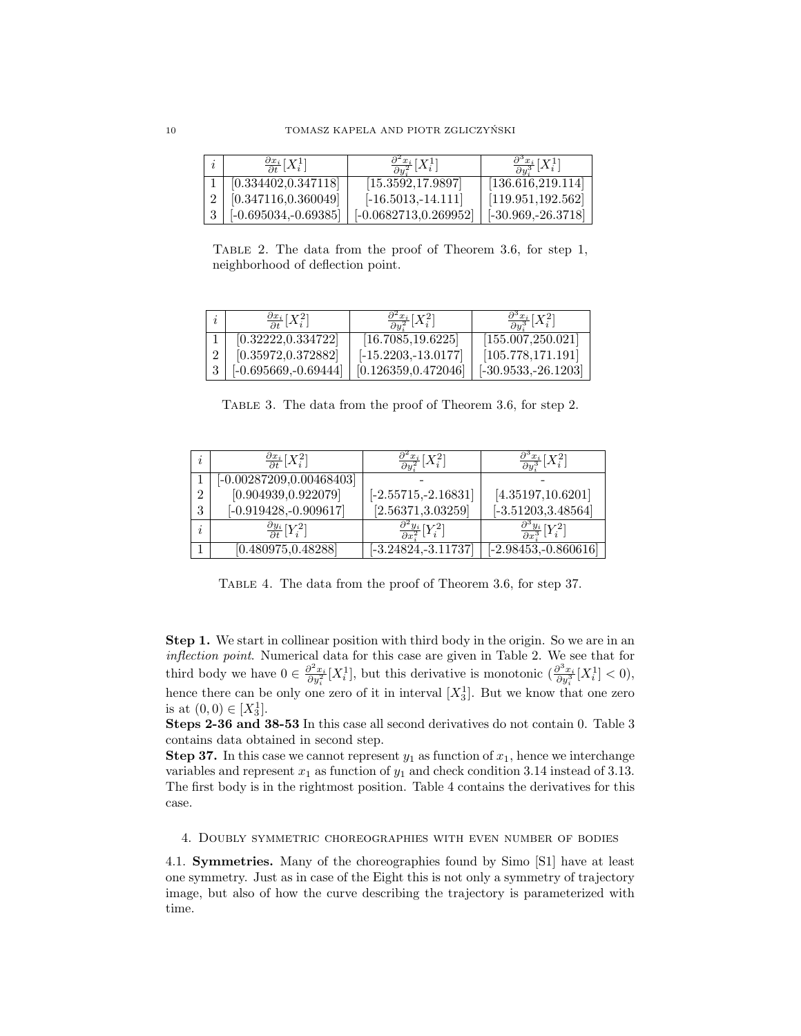| $i$ | $\frac{\partial x_i}{\partial t}[X_i^1]$ | $\frac{\partial^2 x_i}{\partial y_i^2}[X_i^1]$ | $\frac{\partial^3 x_i}{\partial y_i^3}[X_i^1]$ |
|---|---|---|---|
| 1 | [0.334402,0.347118] | [15.3592,17.9897] | [136.616,219.114] |
| 2 | [0.347116,0.360049] | [-16.5013,-14.111] | [119.951,192.562] |
| 3 | [-0.695034,-0.69385] | [-0.0682713,0.269952] | [-30.969,-26.3718] |

Table 2. The data from the proof of Theorem 3.6, for step 1, neighborhood of deflection point.

| $i$ | $\frac{\partial x_i}{\partial t}[X_i^2]$ | $\frac{\partial^2 x_i}{\partial y_i^2}[X_i^2]$ | $\frac{\partial^3 x_i}{\partial y_i^3}[X_i^2]$ |
|---|---|---|---|
| 1 | [0.32222,0.334722] | [16.7085,19.6225] | [155.007,250.021] |
| 2 | [0.35972,0.372882] | [-15.2203,-13.0177] | [105.778,171.191] |
| 3 | [-0.695669,-0.69444] | [0.126359,0.472046] | [-30.9533,-26.1203] |

Table 3. The data from the proof of Theorem 3.6, for step 2.

| $i$ | $\frac{\partial x_i}{\partial t}[X_i^2]$ | $\frac{\partial^2 x_i}{\partial y_i^2}[X_i^2]$ | $\frac{\partial^3 x_i}{\partial y_i^3}[X_i^2]$ |
|---|---|---|---|
| 1 | [-0.00287209,0.00468403] | - | - |
| 2 | [0.904939,0.922079] | [-2.55715,-2.16831] | [4.35197,10.6201] |
| 3 | [-0.919428,-0.909617] | [2.56371,3.03259] | [-3.51203,3.48564] |
| $i$ | $\frac{\partial y_i}{\partial t}[Y_i^2]$ | $\frac{\partial^2 y_i}{\partial x_i^2}[Y_i^2]$ | $\frac{\partial^3 y_i}{\partial x_i^3}[Y_i^2]$ |
| 1 | [0.480975,0.48288] | [-3.24824,-3.11737] | [-2.98453,-0.860616] |

Table 4. The data from the proof of Theorem 3.6, for step 37.

**Step 1.** We start in collinear position with third body in the origin. So we are in an *inflection point*. Numerical data for this case are given in Table 2. We see that for third body we have $0 \in \frac{\partial^2 x_i}{\partial y_i^2}[X_i^1]$, but this derivative is monotonic ($\frac{\partial^3 x_i}{\partial y_i^3}[X_i^1] < 0$), hence there can be only one zero of it in interval $[X_3^1]$. But we know that one zero is at $(0, 0) \in [X_3^1]$.

**Steps 2-36 and 38-53** In this case all second derivatives do not contain 0. Table 3 contains data obtained in second step.

**Step 37.** In this case we cannot represent $y_1$ as function of $x_1$, hence we interchange variables and represent $x_1$ as function of $y_1$ and check condition 3.14 instead of 3.13. The first body is in the rightmost position. Table 4 contains the derivatives for this case.

## 4. Doubly symmetric choreographies with even number of bodies

4.1. **Symmetries.** Many of the choreographies found by Simo [S1] have at least one symmetry. Just as in case of the Eight this is not only a symmetry of trajectory image, but also of how the curve describing the trajectory is parameterized with time.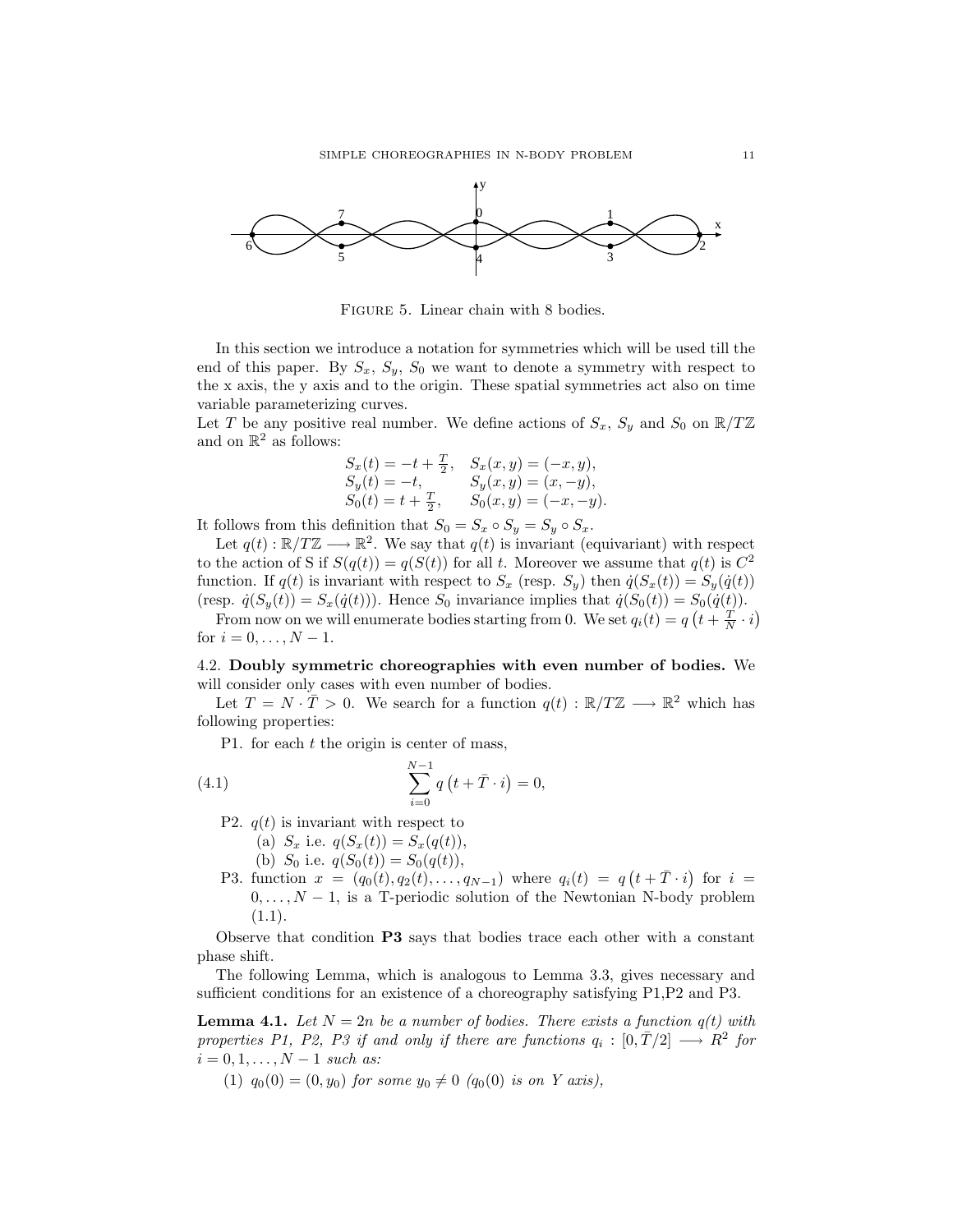Figure 5. Linear chain with 8 bodies.

In this section we introduce a notation for symmetries which will be used till the end of this paper. By $S_x$, $S_y$, $S_0$ we want to denote a symmetry with respect to the x axis, the y axis and to the origin. These spatial symmetries act also on time variable parameterizing curves.

Let $T$ be any positive real number. We define actions of $S_x$, $S_y$ and $S_0$ on $\mathbb{R}/T\mathbb{Z}$ and on $\mathbb{R}^2$ as follows:

$$
\begin{array}{ll}
S_x(t) = -t + \frac{T}{2}, & S_x(x,y) = (-x, y), \\
S_y(t) = -t, & S_y(x,y) = (x, -y), \\
S_0(t) = t + \frac{T}{2}, & S_0(x,y) = (-x, -y).
\end{array}
$$

It follows from this definition that $S_0 = S_x \circ S_y = S_y \circ S_x$.

Let $q(t) : \mathbb{R}/T\mathbb{Z} \longrightarrow \mathbb{R}^2$. We say that $q(t)$ is invariant (equivariant) with respect to the action of S if $S(q(t)) = q(S(t))$ for all $t$. Moreover we assume that $q(t)$ is $C^2$ function. If $q(t)$ is invariant with respect to $S_x$ (resp. $S_y$) then $\dot{q}(S_x(t)) = S_y(\dot{q}(t))$ (resp. $\dot{q}(S_y(t)) = S_x(\dot{q}(t))$). Hence $S_0$ invariance implies that $\dot{q}(S_0(t)) = S_0(\dot{q}(t))$.

From now on we will enumerate bodies starting from 0. We set $q_i(t) = q\left(t + \frac{T}{N} \cdot i\right)$ for $i = 0, \ldots, N-1$.

### 4.2. Doubly symmetric choreographies with even number of bodies.

We will consider only cases with even number of bodies.

Let $T = N \cdot \bar{T} > 0$. We search for a function $q(t) : \mathbb{R}/T\mathbb{Z} \longrightarrow \mathbb{R}^2$ which has following properties:

P1. for each $t$ the origin is center of mass,

$$
\sum_{i=0}^{N-1} q\left(t + \bar{T} \cdot i\right) = 0, \tag{4.1}
$$

P2. $q(t)$ is invariant with respect to
  (a) $S_x$ i.e. $q(S_x(t)) = S_x(q(t))$,
  (b) $S_0$ i.e. $q(S_0(t)) = S_0(q(t))$,

P3. function $x = (q_0(t), q_2(t), \ldots, q_{N-1})$ where $q_i(t) = q\left(t + \bar{T} \cdot i\right)$ for $i = 0, \ldots, N-1$, is a T-periodic solution of the Newtonian N-body problem (1.1).

Observe that condition **P3** says that bodies trace each other with a constant phase shift.

The following Lemma, which is analogous to Lemma 3.3, gives necessary and sufficient conditions for an existence of a choreography satisfying P1,P2 and P3.

**Lemma 4.1.** *Let $N = 2n$ be a number of bodies. There exists a function $q(t)$ with properties P1, P2, P3 if and only if there are functions $q_i : [0, \bar{T}/2] \longrightarrow R^2$ for $i = 0, 1, \ldots, N-1$ such as:*

(1) *$q_0(0) = (0, y_0)$ for some $y_0 \neq 0$ ($q_0(0)$ is on Y axis),*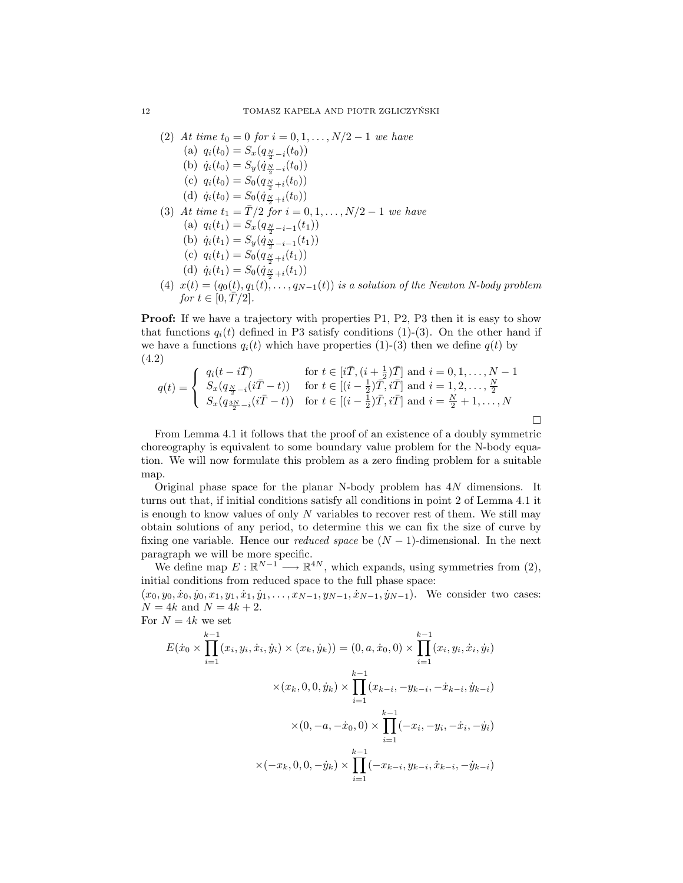(2) *At time $t_0 = 0$ for $i = 0, 1, \ldots, N/2 - 1$ we have*
   (a) $q_i(t_0) = S_x(q_{\frac{N}{2}-i}(t_0))$
   (b) $\dot{q}_i(t_0) = S_y(\dot{q}_{\frac{N}{2}-i}(t_0))$
   (c) $q_i(t_0) = S_0(q_{\frac{N}{2}+i}(t_0))$
   (d) $\dot{q}_i(t_0) = S_0(\dot{q}_{\frac{N}{2}+i}(t_0))$

(3) *At time $t_1 = \bar{T}/2$ for $i = 0, 1, \ldots, N/2 - 1$ we have*
   (a) $q_i(t_1) = S_x(q_{\frac{N}{2}-i-1}(t_1))$
   (b) $\dot{q}_i(t_1) = S_y(\dot{q}_{\frac{N}{2}-i-1}(t_1))$
   (c) $q_i(t_1) = S_0(q_{\frac{N}{2}+i}(t_1))$
   (d) $\dot{q}_i(t_1) = S_0(\dot{q}_{\frac{N}{2}+i}(t_1))$

(4) *$x(t) = (q_0(t), q_1(t), \ldots, q_{N-1}(t))$ is a solution of the Newton N-body problem for $t \in [0, \bar{T}/2]$.*

**Proof:** If we have a trajectory with properties P1, P2, P3 then it is easy to show that functions $q_i(t)$ defined in P3 satisfy conditions (1)-(3). On the other hand if we have a functions $q_i(t)$ which have properties (1)-(3) then we define $q(t)$ by (4.2)

$$q(t) = \begin{cases} q_i(t - i\bar{T}) & \text{for } t \in [i\bar{T}, (i + \frac{1}{2})\bar{T}] \text{ and } i = 0, 1, \ldots, N-1 \\ S_x(q_{\frac{N}{2}-i}(i\bar{T} - t)) & \text{for } t \in [(i - \frac{1}{2})\bar{T}, i\bar{T}] \text{ and } i = 1, 2, \ldots, \frac{N}{2} \\ S_x(q_{\frac{3N}{2}-i}(i\bar{T} - t)) & \text{for } t \in [(i - \frac{1}{2})\bar{T}, i\bar{T}] \text{ and } i = \frac{N}{2} + 1, \ldots, N \end{cases}$$

□

From Lemma 4.1 it follows that the proof of an existence of a doubly symmetric choreography is equivalent to some boundary value problem for the N-body equation. We will now formulate this problem as a zero finding problem for a suitable map.

Original phase space for the planar N-body problem has $4N$ dimensions. It turns out that, if initial conditions satisfy all conditions in point 2 of Lemma 4.1 it is enough to know values of only $N$ variables to recover rest of them. We still may obtain solutions of any period, to determine this we can fix the size of curve by fixing one variable. Hence our *reduced space* be $(N-1)$-dimensional. In the next paragraph we will be more specific.

We define map $E : \mathbb{R}^{N-1} \longrightarrow \mathbb{R}^{4N}$, which expands, using symmetries from (2), initial conditions from reduced space to the full phase space: $(x_0, y_0, \dot{x}_0, \dot{y}_0, x_1, y_1, \dot{x}_1, \dot{y}_1, \ldots, x_{N-1}, y_{N-1}, \dot{x}_{N-1}, \dot{y}_{N-1})$. We consider two cases: $N = 4k$ and $N = 4k + 2$.

For $N = 4k$ we set

$$\begin{aligned} E(\dot{x}_0 \times \prod_{i=1}^{k-1}(x_i, y_i, \dot{x}_i, \dot{y}_i) \times (x_k, \dot{y}_k)) &= (0, a, \dot{x}_0, 0) \times \prod_{i=1}^{k-1}(x_i, y_i, \dot{x}_i, \dot{y}_i) \\ &\times (x_k, 0, 0, \dot{y}_k) \times \prod_{i=1}^{k-1}(x_{k-i}, -y_{k-i}, -\dot{x}_{k-i}, \dot{y}_{k-i}) \\ &\times (0, -a, -\dot{x}_0, 0) \times \prod_{i=1}^{k-1}(-x_i, -y_i, -\dot{x}_i, -\dot{y}_i) \\ \times (-x_k, 0, 0, -\dot{y}_k) &\times \prod_{i=1}^{k-1}(-x_{k-i}, y_{k-i}, \dot{x}_{k-i}, -\dot{y}_{k-i}) \end{aligned}$$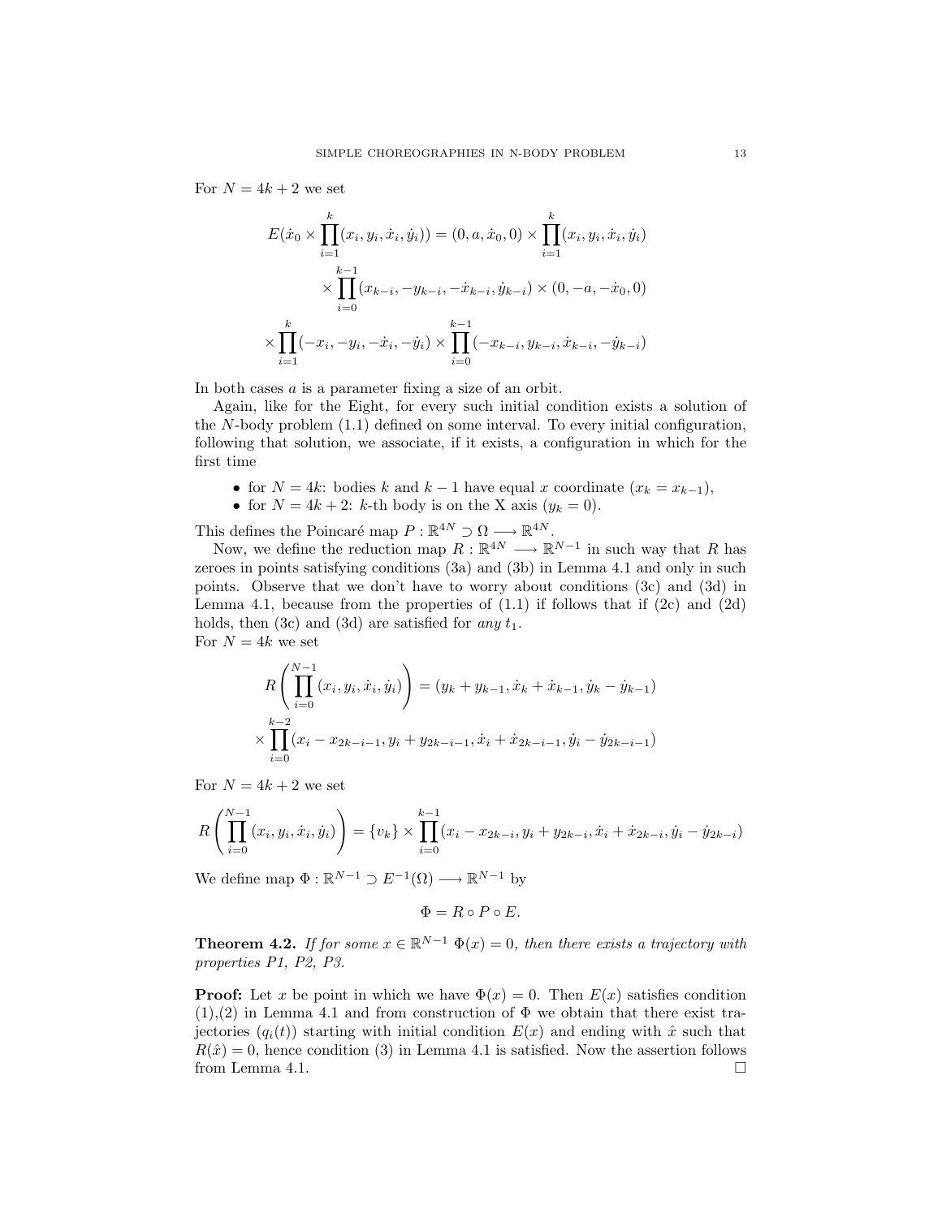For $N = 4k + 2$ we set

$$
\begin{aligned}
E(\dot{x}_0 \times \prod_{i=1}^{k}(x_i, y_i, \dot{x}_i, \dot{y}_i)) &= (0, a, \dot{x}_0, 0) \times \prod_{i=1}^{k}(x_i, y_i, \dot{x}_i, \dot{y}_i) \\
&\times \prod_{i=0}^{k-1}(x_{k-i}, -y_{k-i}, -\dot{x}_{k-i}, \dot{y}_{k-i}) \times (0, -a, -\dot{x}_0, 0) \\
\times \prod_{i=1}^{k}(-x_i, -y_i, -\dot{x}_i, -\dot{y}_i) &\times \prod_{i=0}^{k-1}(-x_{k-i}, y_{k-i}, \dot{x}_{k-i}, -\dot{y}_{k-i})
\end{aligned}
$$

In both cases $a$ is a parameter fixing a size of an orbit.

Again, like for the Eight, for every such initial condition exists a solution of the $N$-body problem (1.1) defined on some interval. To every initial configuration, following that solution, we associate, if it exists, a configuration in which for the first time

- for $N = 4k$: bodies $k$ and $k-1$ have equal $x$ coordinate ($x_k = x_{k-1}$),
- for $N = 4k + 2$: $k$-th body is on the X axis ($y_k = 0$).

This defines the Poincaré map $P : \mathbb{R}^{4N} \supset \Omega \longrightarrow \mathbb{R}^{4N}$.

Now, we define the reduction map $R : \mathbb{R}^{4N} \longrightarrow \mathbb{R}^{N-1}$ in such way that $R$ has zeroes in points satisfying conditions (3a) and (3b) in Lemma 4.1 and only in such points. Observe that we don't have to worry about conditions (3c) and (3d) in Lemma 4.1, because from the properties of (1.1) if follows that if (2c) and (2d) holds, then (3c) and (3d) are satisfied for *any* $t_1$.

For $N = 4k$ we set

$$
\begin{aligned}
R\left(\prod_{i=0}^{N-1}(x_i, y_i, \dot{x}_i, \dot{y}_i)\right) &= (y_k + y_{k-1}, \dot{x}_k + \dot{x}_{k-1}, \dot{y}_k - \dot{y}_{k-1}) \\
\times \prod_{i=0}^{k-2}(x_i - x_{2k-i-1}, &\, y_i + y_{2k-i-1}, \dot{x}_i + \dot{x}_{2k-i-1}, \dot{y}_i - \dot{y}_{2k-i-1})
\end{aligned}
$$

For $N = 4k + 2$ we set

$$
R\left(\prod_{i=0}^{N-1}(x_i, y_i, \dot{x}_i, \dot{y}_i)\right) = \{v_k\} \times \prod_{i=0}^{k-1}(x_i - x_{2k-i}, y_i + y_{2k-i}, \dot{x}_i + \dot{x}_{2k-i}, \dot{y}_i - \dot{y}_{2k-i})
$$

We define map $\Phi : \mathbb{R}^{N-1} \supset E^{-1}(\Omega) \longrightarrow \mathbb{R}^{N-1}$ by

$$
\Phi = R \circ P \circ E.
$$

**Theorem 4.2.** *If for some $x \in \mathbb{R}^{N-1}$ $\Phi(x) = 0$, then there exists a trajectory with properties P1, P2, P3.*

**Proof:** Let $x$ be point in which we have $\Phi(x) = 0$. Then $E(x)$ satisfies condition (1),(2) in Lemma 4.1 and from construction of $\Phi$ we obtain that there exist trajectories $(q_i(t))$ starting with initial condition $E(x)$ and ending with $\hat{x}$ such that $R(\hat{x}) = 0$, hence condition (3) in Lemma 4.1 is satisfied. Now the assertion follows from Lemma 4.1. $\square$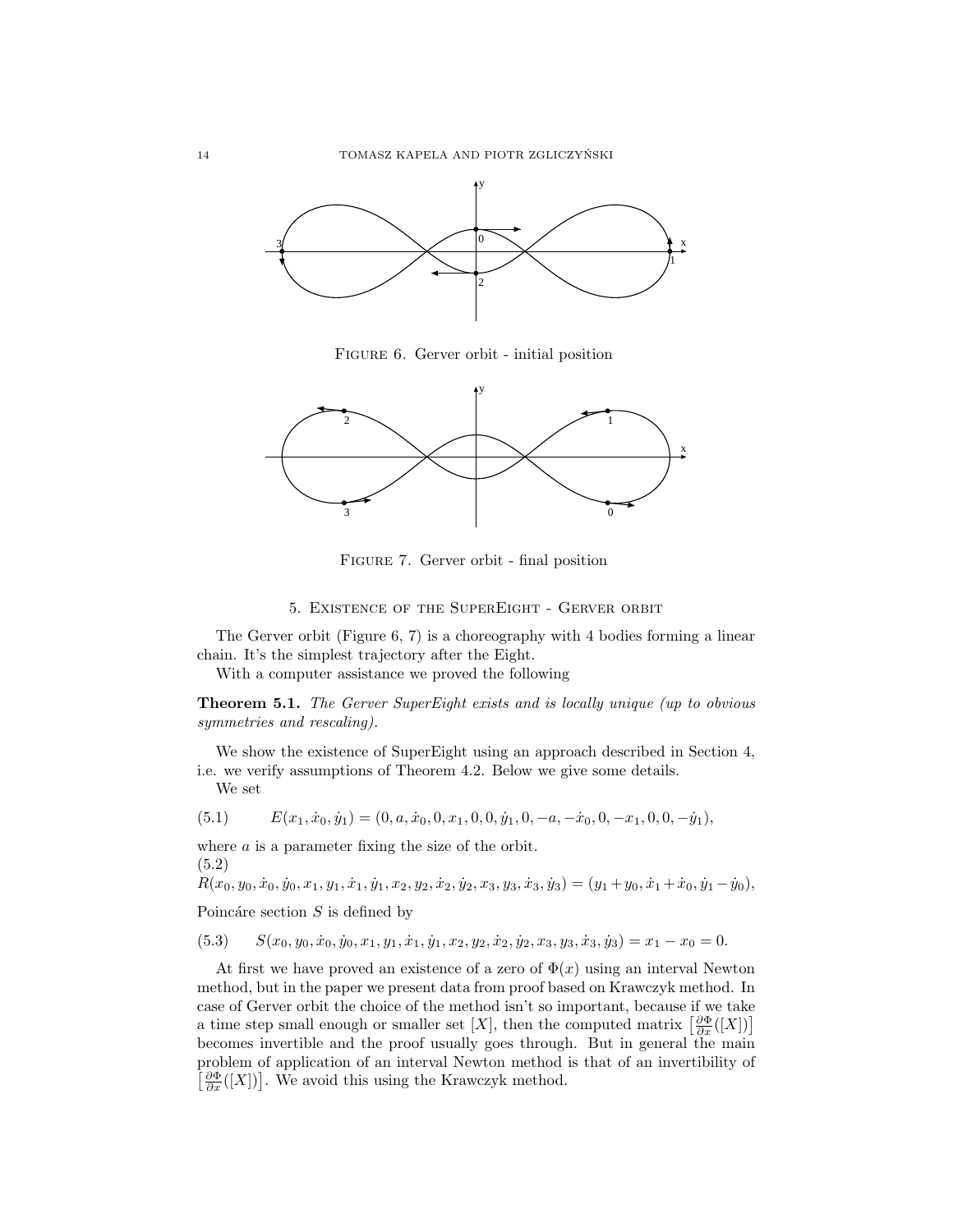FIGURE 6. Gerver orbit - initial position

FIGURE 7. Gerver orbit - final position

## 5. Existence of the SuperEight - Gerver orbit

The Gerver orbit (Figure 6, 7) is a choreography with 4 bodies forming a linear chain. It's the simplest trajectory after the Eight.

With a computer assistance we proved the following

**Theorem 5.1.** *The Gerver SuperEight exists and is locally unique (up to obvious symmetries and rescaling).*

We show the existence of SuperEight using an approach described in Section 4, i.e. we verify assumptions of Theorem 4.2. Below we give some details.

We set

$$E(x_1, \dot{x}_0, \dot{y}_1) = (0, a, \dot{x}_0, 0, x_1, 0, 0, \dot{y}_1, 0, -a, -\dot{x}_0, 0, -x_1, 0, 0, -\dot{y}_1), \tag{5.1}$$

where $a$ is a parameter fixing the size of the orbit.

$$R(x_0, y_0, \dot{x}_0, \dot{y}_0, x_1, y_1, \dot{x}_1, \dot{y}_1, x_2, y_2, \dot{x}_2, \dot{y}_2, x_3, y_3, \dot{x}_3, \dot{y}_3) = (y_1 + y_0, \dot{x}_1 + \dot{x}_0, \dot{y}_1 - \dot{y}_0), \tag{5.2}$$

Poincáre section $S$ is defined by

$$S(x_0, y_0, \dot{x}_0, \dot{y}_0, x_1, y_1, \dot{x}_1, \dot{y}_1, x_2, y_2, \dot{x}_2, \dot{y}_2, x_3, y_3, \dot{x}_3, \dot{y}_3) = x_1 - x_0 = 0. \tag{5.3}$$

At first we have proved an existence of a zero of $\Phi(x)$ using an interval Newton method, but in the paper we present data from proof based on Krawczyk method. In case of Gerver orbit the choice of the method isn't so important, because if we take a time step small enough or smaller set $[X]$, then the computed matrix $\left[\frac{\partial \Phi}{\partial x}([X])\right]$ becomes invertible and the proof usually goes through. But in general the main problem of application of an interval Newton method is that of an invertibility of $\left[\frac{\partial \Phi}{\partial x}([X])\right]$. We avoid this using the Krawczyk method.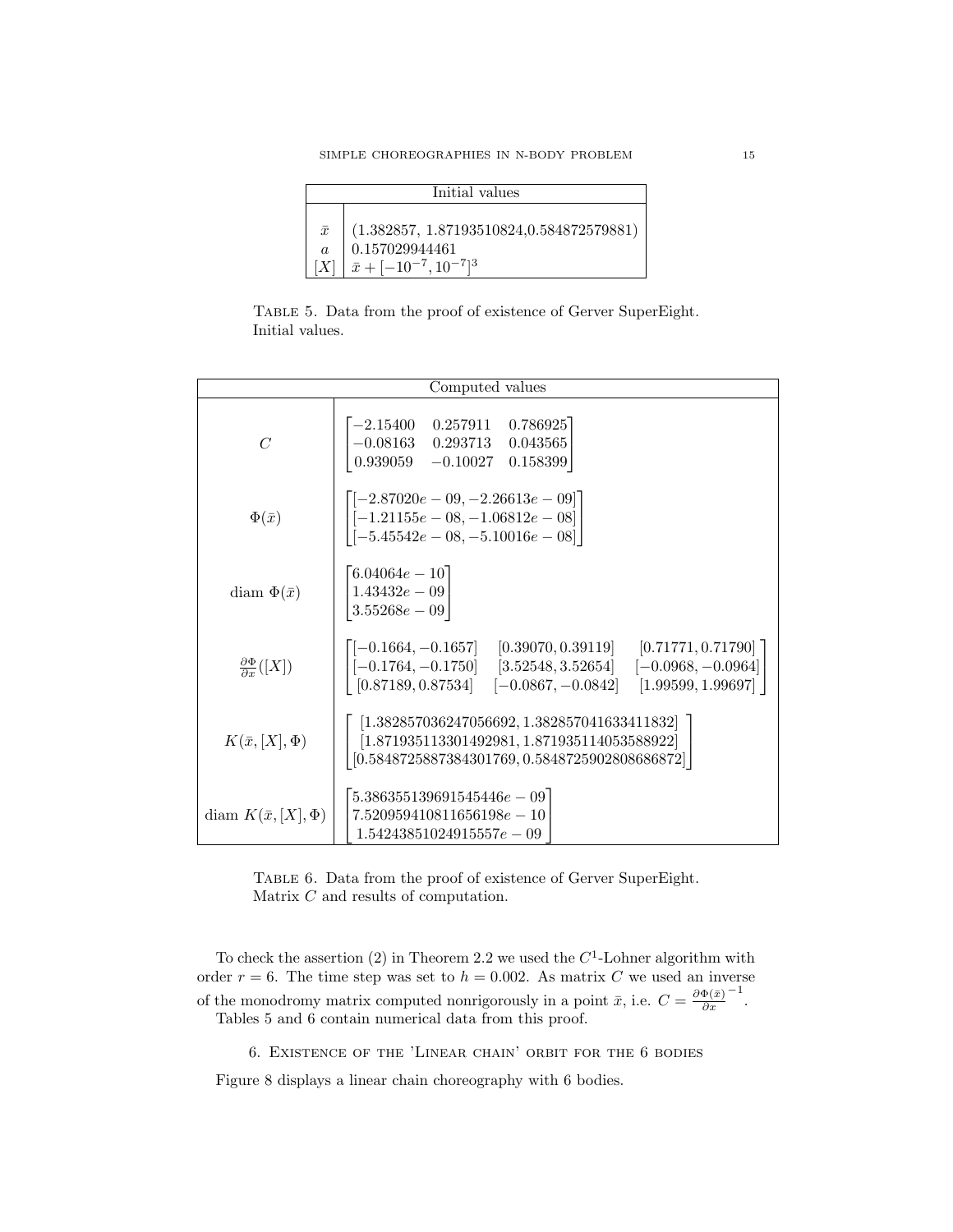| Initial values | |
|---|---|
| $\bar{x}$ | (1.382857, 1.87193510824,0.584872579881) |
| $a$ | 0.157029944461 |
| $[X]$ | $\bar{x} + [-10^{-7}, 10^{-7}]^3$ |

Table 5. Data from the proof of existence of Gerver SuperEight. Initial values.

| Computed values | |
|---|---|
| $C$ | $\begin{bmatrix} -2.15400 & 0.257911 & 0.786925 \\ -0.08163 & 0.293713 & 0.043565 \\ 0.939059 & -0.10027 & 0.158399 \end{bmatrix}$ |
| $\Phi(\bar{x})$ | $\begin{bmatrix} [-2.87020e-09, -2.26613e-09] \\ [-1.21155e-08, -1.06812e-08] \\ [-5.45542e-08, -5.10016e-08] \end{bmatrix}$ |
| diam $\Phi(\bar{x})$ | $\begin{bmatrix} 6.04064e-10 \\ 1.43432e-09 \\ 3.55268e-09 \end{bmatrix}$ |
| $\frac{\partial \Phi}{\partial x}([X])$ | $\begin{bmatrix} [-0.1664, -0.1657] & [0.39070, 0.39119] & [0.71771, 0.71790] \\ [-0.1764, -0.1750] & [3.52548, 3.52654] & [-0.0968, -0.0964] \\ [0.87189, 0.87534] & [-0.0867, -0.0842] & [1.99599, 1.99697] \end{bmatrix}$ |
| $K(\bar{x}, [X], \Phi)$ | $\begin{bmatrix} [1.382857036247056692, 1.382857041633411832] \\ [1.871935113301492981, 1.871935114053588922] \\ [0.5848725887384301769, 0.5848725902808686872] \end{bmatrix}$ |
| diam $K(\bar{x}, [X], \Phi)$ | $\begin{bmatrix} 5.386355139691545446e-09 \\ 7.520959410811656198e-10 \\ 1.54243851024915557e-09 \end{bmatrix}$ |

Table 6. Data from the proof of existence of Gerver SuperEight. Matrix $C$ and results of computation.

To check the assertion (2) in Theorem 2.2 we used the $C^1$-Lohner algorithm with order $r = 6$. The time step was set to $h = 0.002$. As matrix $C$ we used an inverse of the monodromy matrix computed nonrigorously in a point $\bar{x}$, i.e. $C = \frac{\partial \Phi(\bar{x})}{\partial x}^{-1}$.

Tables 5 and 6 contain numerical data from this proof.

## 6. Existence of the 'Linear chain' orbit for the 6 bodies

Figure 8 displays a linear chain choreography with 6 bodies.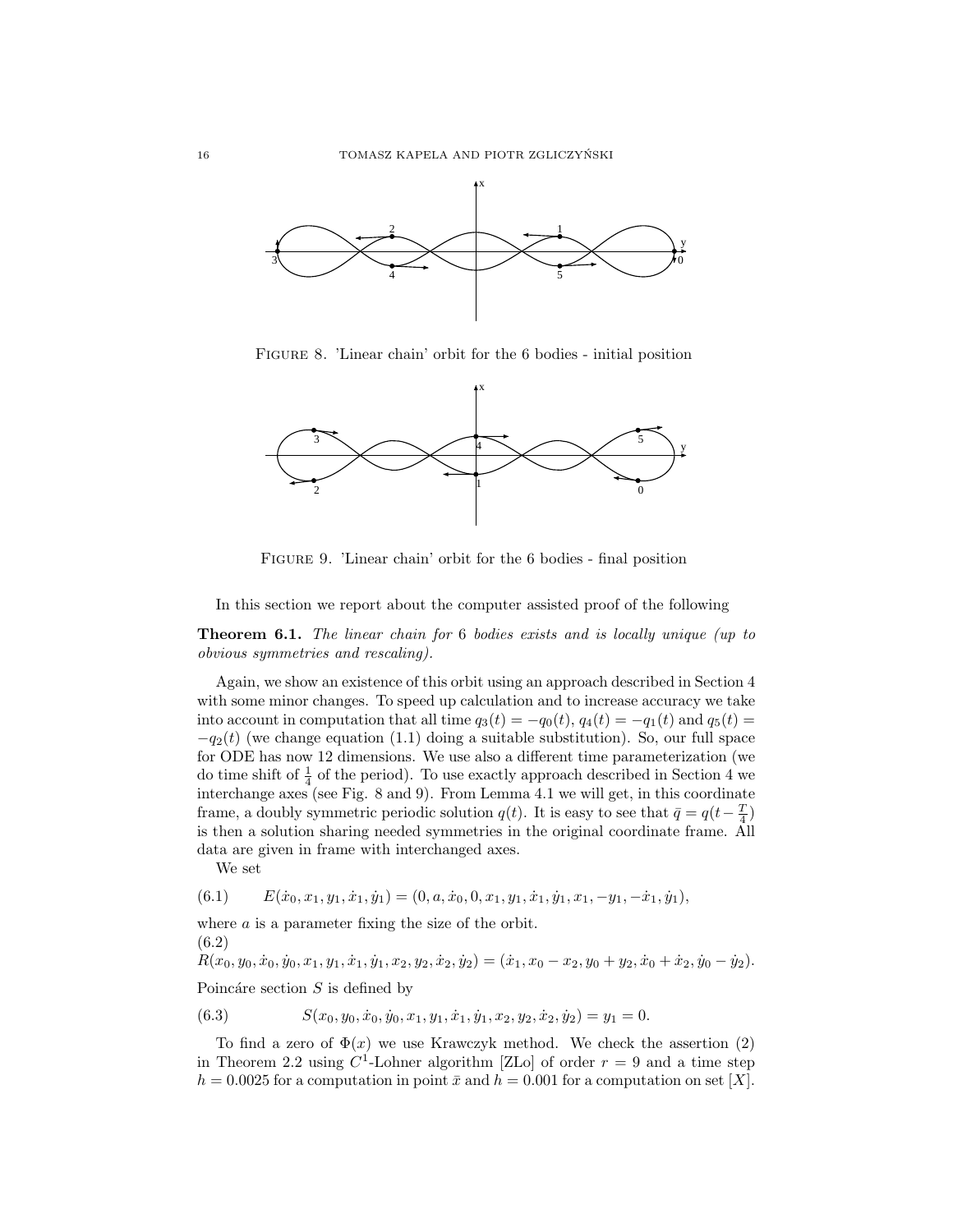FIGURE 8. 'Linear chain' orbit for the 6 bodies - initial position

FIGURE 9. 'Linear chain' orbit for the 6 bodies - final position

In this section we report about the computer assisted proof of the following

**Theorem 6.1.** *The linear chain for* 6 *bodies exists and is locally unique (up to obvious symmetries and rescaling).*

Again, we show an existence of this orbit using an approach described in Section 4 with some minor changes. To speed up calculation and to increase accuracy we take into account in computation that all time $q_3(t) = -q_0(t)$, $q_4(t) = -q_1(t)$ and $q_5(t) = -q_2(t)$ (we change equation (1.1) doing a suitable substitution). So, our full space for ODE has now 12 dimensions. We use also a different time parameterization (we do time shift of $\frac{1}{4}$ of the period). To use exactly approach described in Section 4 we interchange axes (see Fig. 8 and 9). From Lemma 4.1 we will get, in this coordinate frame, a doubly symmetric periodic solution $q(t)$. It is easy to see that $\bar{q} = q(t - \frac{T}{4})$ is then a solution sharing needed symmetries in the original coordinate frame. All data are given in frame with interchanged axes.

We set

$$E(\dot{x}_0, x_1, y_1, \dot{x}_1, \dot{y}_1) = (0, a, \dot{x}_0, 0, x_1, y_1, \dot{x}_1, \dot{y}_1, x_1, -y_1, -\dot{x}_1, \dot{y}_1), \tag{6.1}$$

where $a$ is a parameter fixing the size of the orbit.

$$R(x_0, y_0, \dot{x}_0, \dot{y}_0, x_1, y_1, \dot{x}_1, \dot{y}_1, x_2, y_2, \dot{x}_2, \dot{y}_2) = (\dot{x}_1, x_0 - x_2, y_0 + y_2, \dot{x}_0 + \dot{x}_2, \dot{y}_0 - \dot{y}_2). \tag{6.2}$$

Poincáre section $S$ is defined by

$$S(x_0, y_0, \dot{x}_0, \dot{y}_0, x_1, y_1, \dot{x}_1, \dot{y}_1, x_2, y_2, \dot{x}_2, \dot{y}_2) = y_1 = 0. \tag{6.3}$$

To find a zero of $\Phi(x)$ we use Krawczyk method. We check the assertion (2) in Theorem 2.2 using $C^1$-Lohner algorithm [ZLo] of order $r = 9$ and a time step $h = 0.0025$ for a computation in point $\bar{x}$ and $h = 0.001$ for a computation on set $[X]$.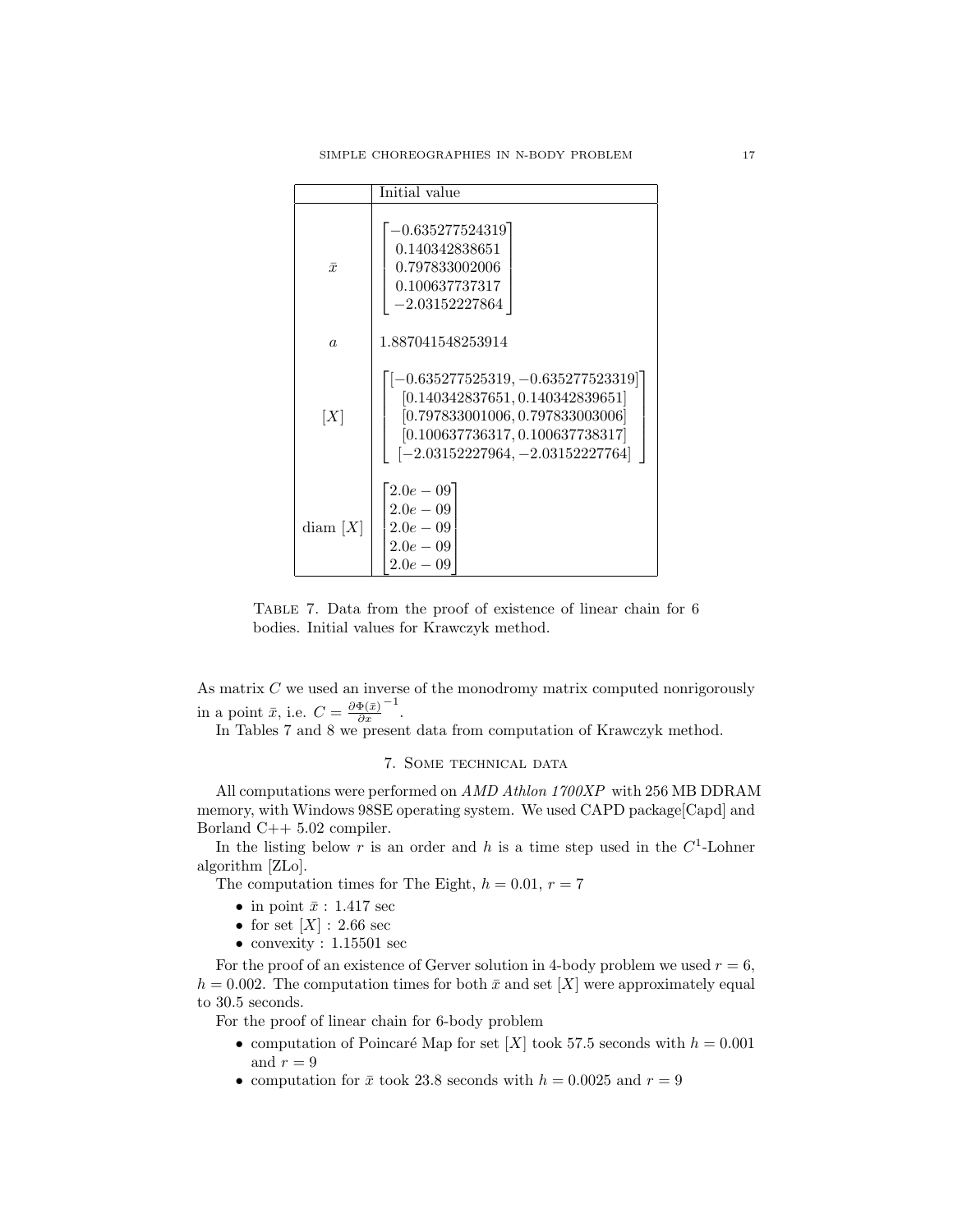|  | Initial value |
|---|---|
| $\bar{x}$ | $\begin{bmatrix} -0.635277524319 \\ 0.140342838651 \\ 0.797833002006 \\ 0.100637737317 \\ -2.03152227864 \end{bmatrix}$ |
| $a$ | 1.887041548253914 |
| $[X]$ | $\begin{bmatrix} [-0.635277525319, -0.635277523319] \\ [0.140342837651, 0.140342839651] \\ [0.797833001006, 0.797833003006] \\ [0.100637736317, 0.100637738317] \\ [-2.03152227964, -2.03152227764] \end{bmatrix}$ |
| diam $[X]$ | $\begin{bmatrix} 2.0e-09 \\ 2.0e-09 \\ 2.0e-09 \\ 2.0e-09 \\ 2.0e-09 \end{bmatrix}$ |

Table 7. Data from the proof of existence of linear chain for 6 bodies. Initial values for Krawczyk method.

As matrix $C$ we used an inverse of the monodromy matrix computed nonrigorously in a point $\bar{x}$, i.e. $C = \frac{\partial \Phi(\bar{x})}{\partial x}^{-1}$.

In Tables 7 and 8 we present data from computation of Krawczyk method.

## 7. Some technical data

All computations were performed on *AMD Athlon 1700XP* with 256 MB DDRAM memory, with Windows 98SE operating system. We used CAPD package[Capd] and Borland C++ 5.02 compiler.

In the listing below $r$ is an order and $h$ is a time step used in the $C^1$-Lohner algorithm [ZLo].

The computation times for The Eight, $h = 0.01$, $r = 7$

- in point $\bar{x}$ : 1.417 sec
- for set $[X]$ : 2.66 sec
- convexity : 1.15501 sec

For the proof of an existence of Gerver solution in 4-body problem we used $r = 6$, $h = 0.002$. The computation times for both $\bar{x}$ and set $[X]$ were approximately equal to 30.5 seconds.

For the proof of linear chain for 6-body problem

- computation of Poincaré Map for set $[X]$ took 57.5 seconds with $h = 0.001$ and $r = 9$
- computation for $\bar{x}$ took 23.8 seconds with $h = 0.0025$ and $r = 9$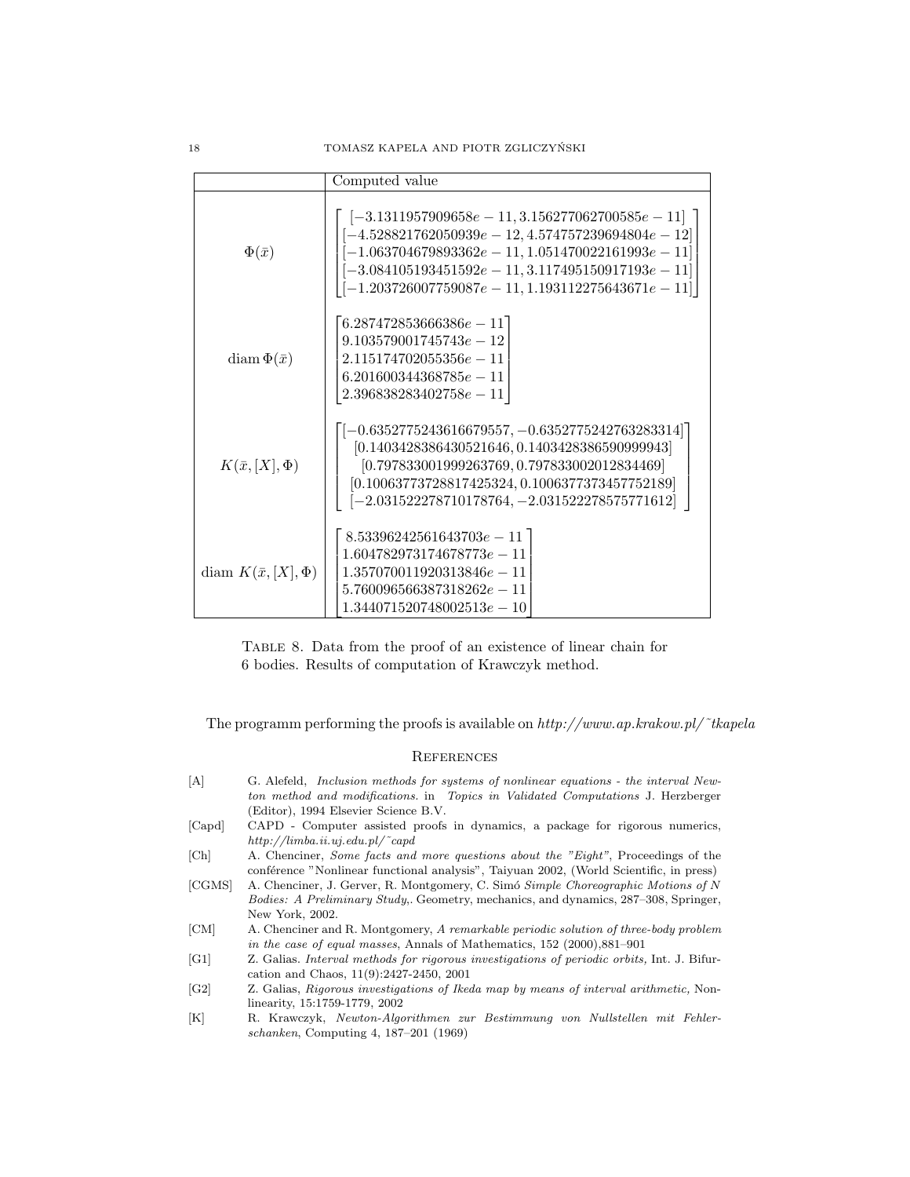|  | Computed value |
|---|---|
| $\Phi(\bar{x})$ | $\begin{bmatrix} [-3.1311957909658e-11, 3.156277062700585e-11] \\ [-4.528821762050939e-12, 4.574757239694804e-12] \\ [-1.063704679893362e-11, 1.051470022161993e-11] \\ [-3.084105193451592e-11, 3.117495150917193e-11] \\ [-1.203726007759087e-11, 1.193112275643671e-11] \end{bmatrix}$ |
| $\operatorname{diam} \Phi(\bar{x})$ | $\begin{bmatrix} 6.287472853666386e-11 \\ 9.103579001745743e-12 \\ 2.115174702055356e-11 \\ 6.201600344368785e-11 \\ 2.396838283402758e-11 \end{bmatrix}$ |
| $K(\bar{x}, [X], \Phi)$ | $\begin{bmatrix} [-0.6352775243616679557, -0.6352775242763283314] \\ [0.1403428386430521646, 0.1403428386590999943] \\ [0.797833001999263769, 0.797833002012834469] \\ [0.10063773728817425324, 0.1006377373457752189] \\ [-2.031522278710178764, -2.031522278575771612] \end{bmatrix}$ |
| $\operatorname{diam} K(\bar{x}, [X], \Phi)$ | $\begin{bmatrix} 8.53396242561643703e-11 \\ 1.604782973174678773e-11 \\ 1.357070011920313846e-11 \\ 5.760096566387318262e-11 \\ 1.344071520748002513e-10 \end{bmatrix}$ |

Table 8. Data from the proof of an existence of linear chain for 6 bodies. Results of computation of Krawczyk method.

The programm performing the proofs is available on *http://www.ap.krakow.pl/˜tkapela*

## References

[A] G. Alefeld, *Inclusion methods for systems of nonlinear equations - the interval Newton method and modifications.* in *Topics in Validated Computations* J. Herzberger (Editor), 1994 Elsevier Science B.V.

[Capd] CAPD - Computer assisted proofs in dynamics, a package for rigorous numerics, *http://limba.ii.uj.edu.pl/˜capd*

[Ch] A. Chenciner, *Some facts and more questions about the "Eight"*, Proceedings of the conférence "Nonlinear functional analysis", Taiyuan 2002, (World Scientific, in press)

[CGMS] A. Chenciner, J. Gerver, R. Montgomery, C. Simó *Simple Choreographic Motions of N Bodies: A Preliminary Study,*. Geometry, mechanics, and dynamics, 287–308, Springer, New York, 2002.

[CM] A. Chenciner and R. Montgomery, *A remarkable periodic solution of three-body problem in the case of equal masses*, Annals of Mathematics, 152 (2000),881–901

[G1] Z. Galias. *Interval methods for rigorous investigations of periodic orbits,* Int. J. Bifurcation and Chaos, 11(9):2427-2450, 2001

[G2] Z. Galias, *Rigorous investigations of Ikeda map by means of interval arithmetic,* Nonlinearity, 15:1759-1779, 2002

[K] R. Krawczyk, *Newton-Algorithmen zur Bestimmung von Nullstellen mit Fehlerschanken*, Computing 4, 187–201 (1969)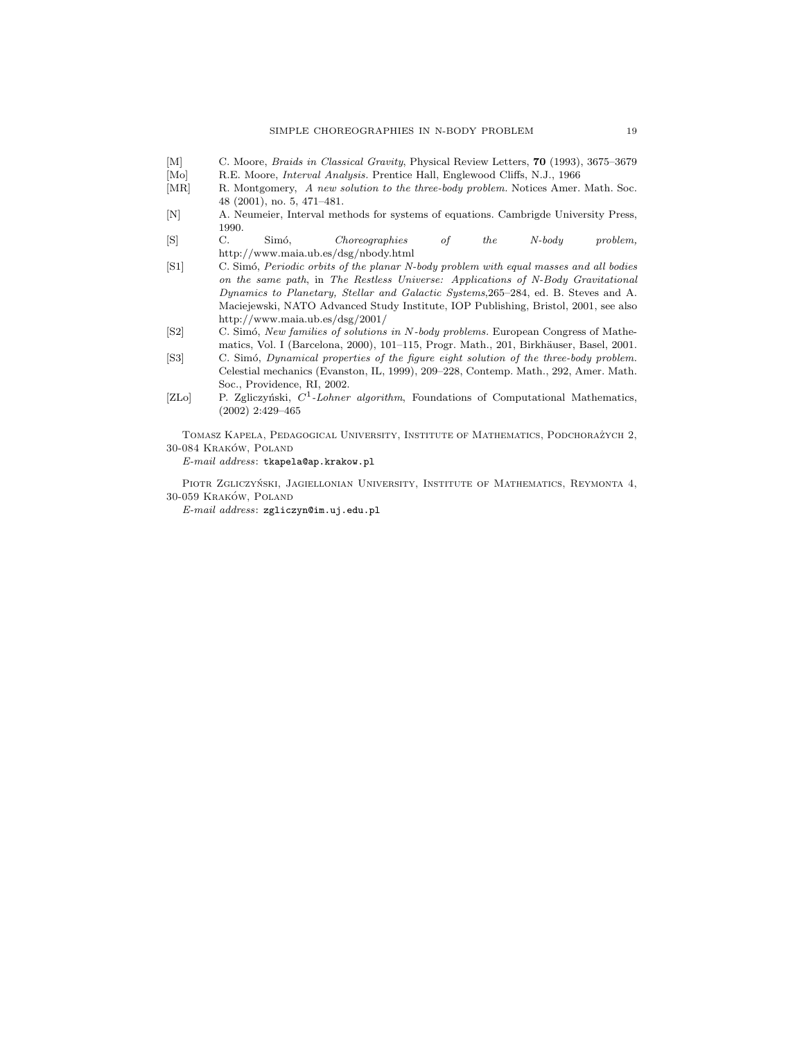[M] C. Moore, *Braids in Classical Gravity*, Physical Review Letters, **70** (1993), 3675–3679

[Mo] R.E. Moore, *Interval Analysis.* Prentice Hall, Englewood Cliffs, N.J., 1966

[MR] R. Montgomery, *A new solution to the three-body problem.* Notices Amer. Math. Soc. 48 (2001), no. 5, 471–481.

[N] A. Neumeier, Interval methods for systems of equations. Cambrigde University Press, 1990.

[S] C. Simó, *Choreographies of the N-body problem,* http://www.maia.ub.es/dsg/nbody.html

[S1] C. Simó, *Periodic orbits of the planar N-body problem with equal masses and all bodies on the same path*, in *The Restless Universe: Applications of N-Body Gravitational Dynamics to Planetary, Stellar and Galactic Systems*,265–284, ed. B. Steves and A. Maciejewski, NATO Advanced Study Institute, IOP Publishing, Bristol, 2001, see also http://www.maia.ub.es/dsg/2001/

[S2] C. Simó, *New families of solutions in N-body problems.* European Congress of Mathematics, Vol. I (Barcelona, 2000), 101–115, Progr. Math., 201, Birkhäuser, Basel, 2001.

[S3] C. Simó, *Dynamical properties of the figure eight solution of the three-body problem.* Celestial mechanics (Evanston, IL, 1999), 209–228, Contemp. Math., 292, Amer. Math. Soc., Providence, RI, 2002.

[ZLo] P. Zgliczyński, *$C^1$-Lohner algorithm*, Foundations of Computational Mathematics, (2002) 2:429–465

Tomasz Kapela, Pedagogical University, Institute of Mathematics, Podchorażych 2, 30-084 Kraków, Poland

*E-mail address*: tkapela@ap.krakow.pl

Piotr Zgliczyński, Jagiellonian University, Institute of Mathematics, Reymonta 4, 30-059 Kraków, Poland

*E-mail address*: zgliczyn@im.uj.edu.pl